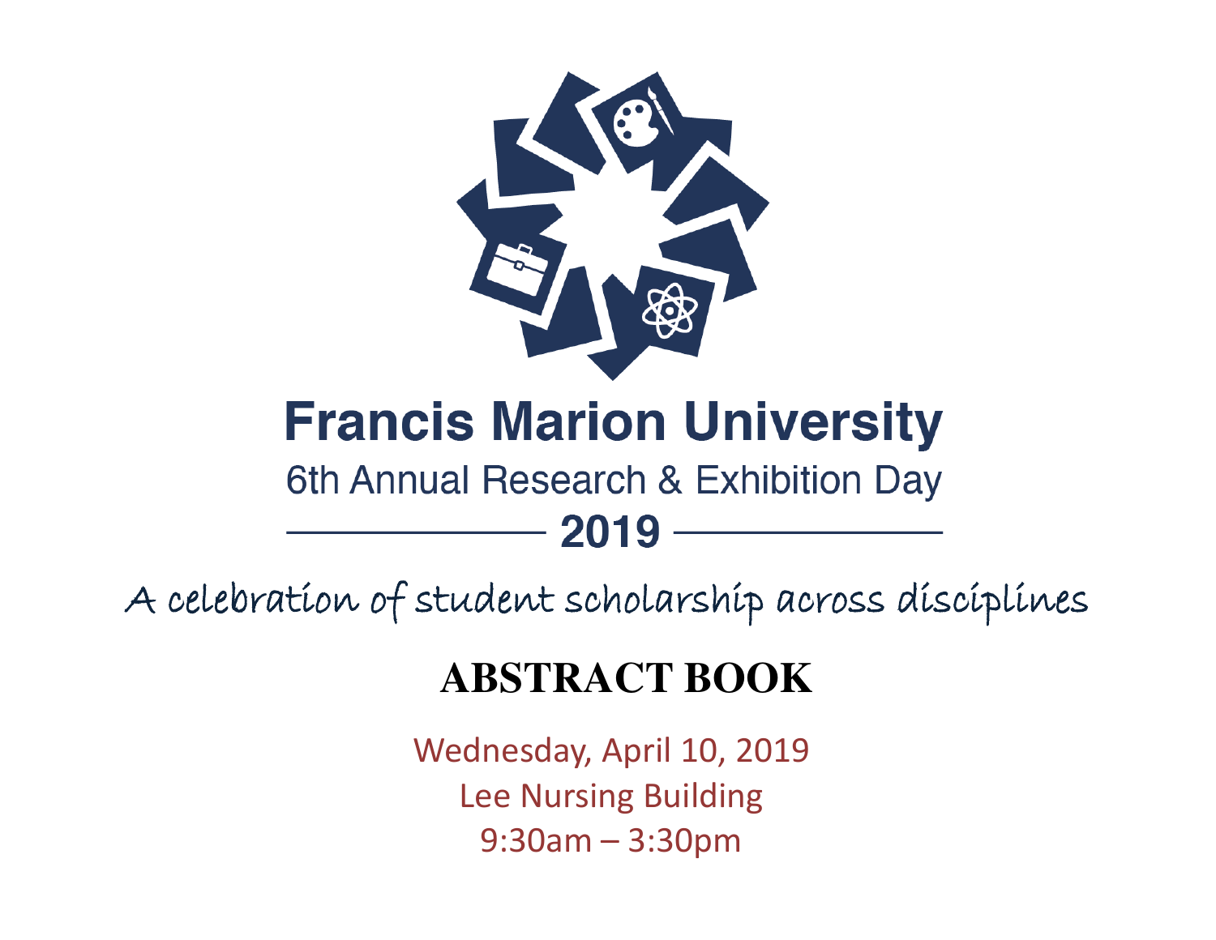# Francis Marion University

6th Annual Research & Exhibition Day

**2019**

*A celebration of student scholarship across disciplines*

## ABSTRACT BOOK

Wednesday, April 10, 2019

Lee Nursing Building

9:30am – 3:30pm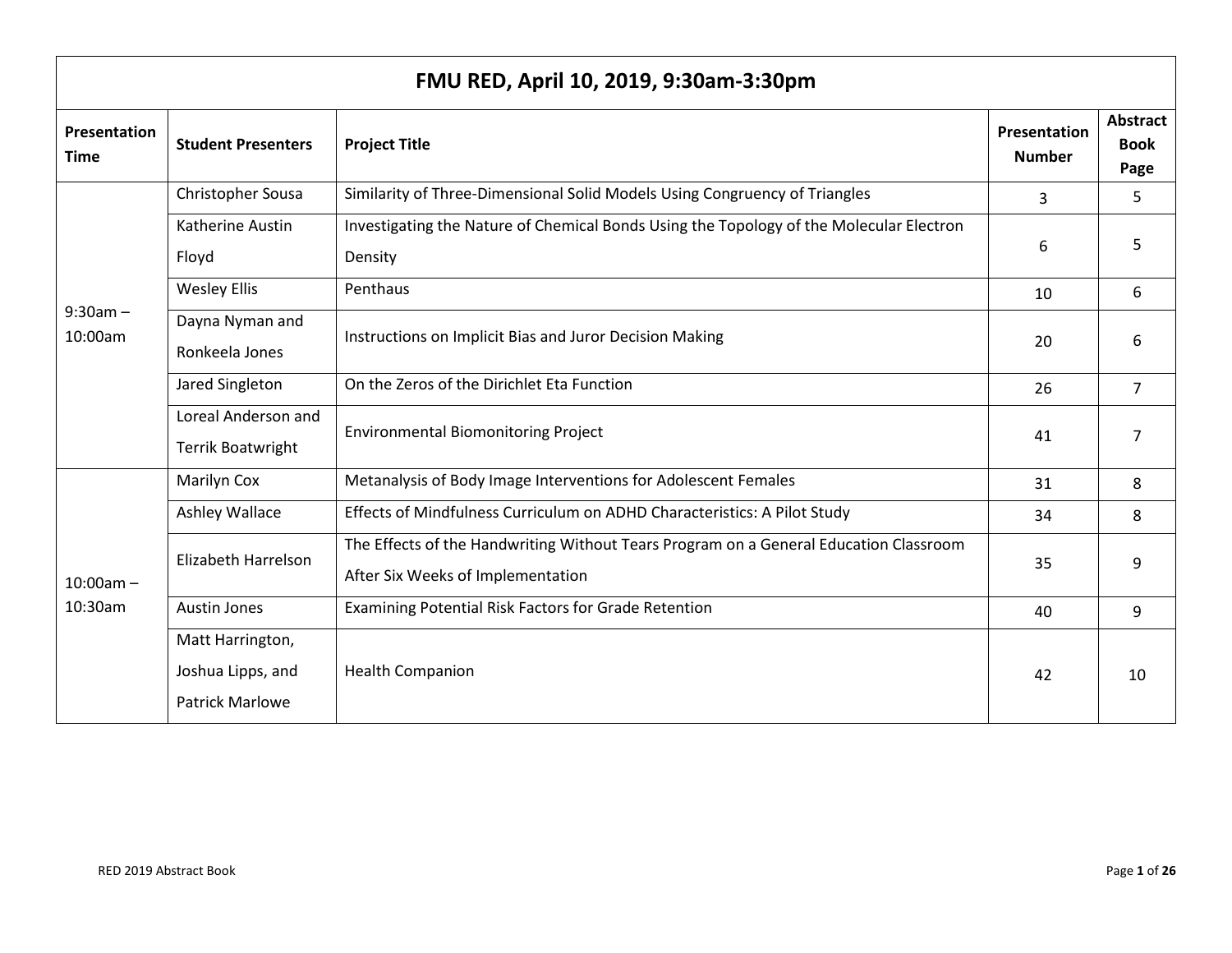| FMU RED, April 10, 2019, 9:30am-3:30pm | | | | |
|---|---|---|---|---|
| **Presentation Time** | **Student Presenters** | **Project Title** | **Presentation Number** | **Abstract Book Page** |
| 9:30am – 10:00am | Christopher Sousa | Similarity of Three-Dimensional Solid Models Using Congruency of Triangles | 3 | 5 |
| | Katherine Austin Floyd | Investigating the Nature of Chemical Bonds Using the Topology of the Molecular Electron Density | 6 | 5 |
| | Wesley Ellis | Penthaus | 10 | 6 |
| | Dayna Nyman and Ronkeela Jones | Instructions on Implicit Bias and Juror Decision Making | 20 | 6 |
| | Jared Singleton | On the Zeros of the Dirichlet Eta Function | 26 | 7 |
| | Loreal Anderson and Terrik Boatwright | Environmental Biomonitoring Project | 41 | 7 |
| 10:00am – 10:30am | Marilyn Cox | Metanalysis of Body Image Interventions for Adolescent Females | 31 | 8 |
| | Ashley Wallace | Effects of Mindfulness Curriculum on ADHD Characteristics: A Pilot Study | 34 | 8 |
| | Elizabeth Harrelson | The Effects of the Handwriting Without Tears Program on a General Education Classroom After Six Weeks of Implementation | 35 | 9 |
| | Austin Jones | Examining Potential Risk Factors for Grade Retention | 40 | 9 |
| | Matt Harrington, Joshua Lipps, and Patrick Marlowe | Health Companion | 42 | 10 |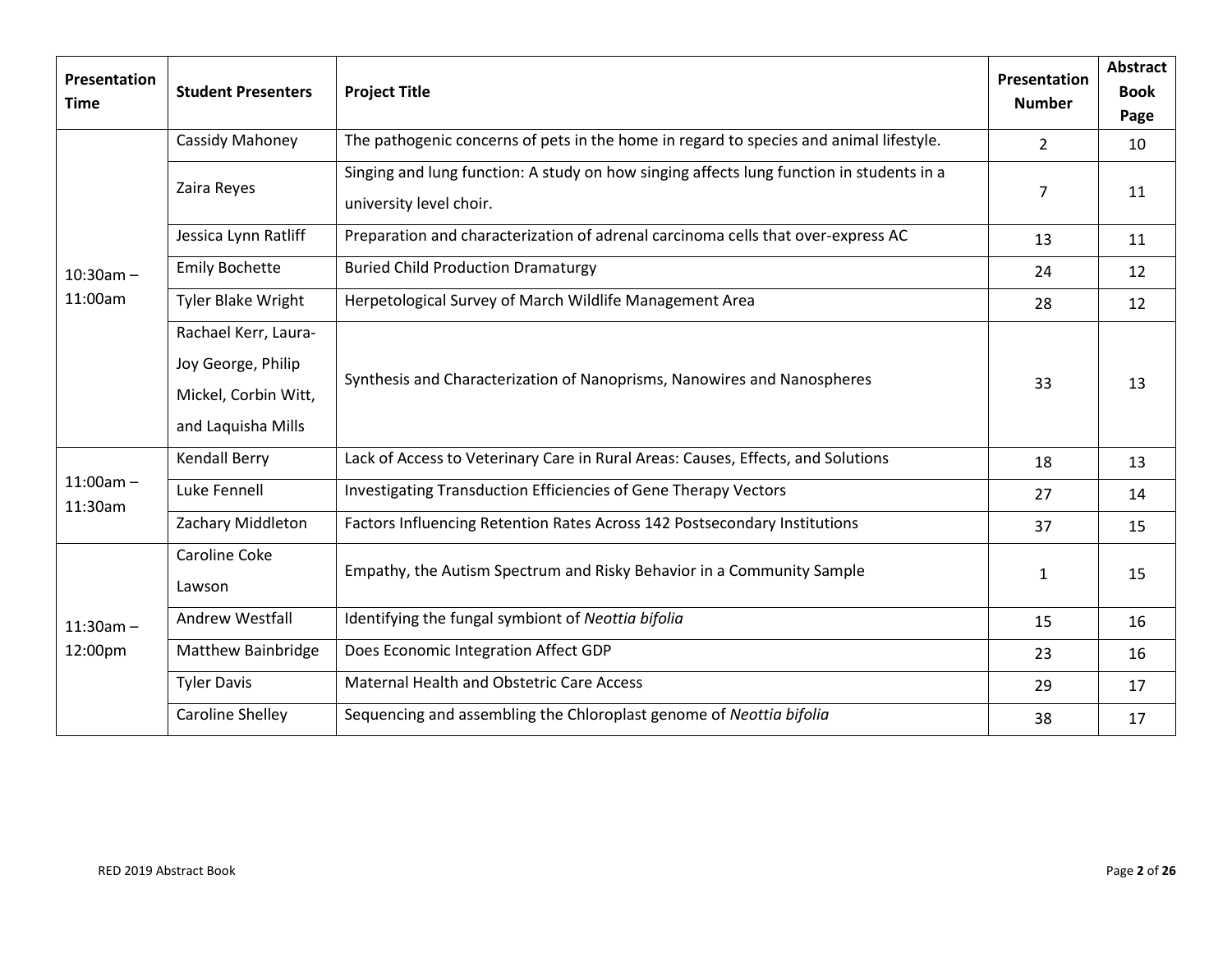| Presentation Time | Student Presenters | Project Title | Presentation Number | Abstract Book Page |
|---|---|---|---|---|
| 10:30am – 11:00am | Cassidy Mahoney | The pathogenic concerns of pets in the home in regard to species and animal lifestyle. | 2 | 10 |
| | Zaira Reyes | Singing and lung function: A study on how singing affects lung function in students in a university level choir. | 7 | 11 |
| | Jessica Lynn Ratliff | Preparation and characterization of adrenal carcinoma cells that over-express AC | 13 | 11 |
| | Emily Bochette | Buried Child Production Dramaturgy | 24 | 12 |
| | Tyler Blake Wright | Herpetological Survey of March Wildlife Management Area | 28 | 12 |
| | Rachael Kerr, Laura-Joy George, Philip Mickel, Corbin Witt, and Laquisha Mills | Synthesis and Characterization of Nanoprisms, Nanowires and Nanospheres | 33 | 13 |
| 11:00am – 11:30am | Kendall Berry | Lack of Access to Veterinary Care in Rural Areas: Causes, Effects, and Solutions | 18 | 13 |
| | Luke Fennell | Investigating Transduction Efficiencies of Gene Therapy Vectors | 27 | 14 |
| | Zachary Middleton | Factors Influencing Retention Rates Across 142 Postsecondary Institutions | 37 | 15 |
| 11:30am – 12:00pm | Caroline Coke Lawson | Empathy, the Autism Spectrum and Risky Behavior in a Community Sample | 1 | 15 |
| | Andrew Westfall | Identifying the fungal symbiont of *Neottia bifolia* | 15 | 16 |
| | Matthew Bainbridge | Does Economic Integration Affect GDP | 23 | 16 |
| | Tyler Davis | Maternal Health and Obstetric Care Access | 29 | 17 |
| | Caroline Shelley | Sequencing and assembling the Chloroplast genome of *Neottia bifolia* | 38 | 17 |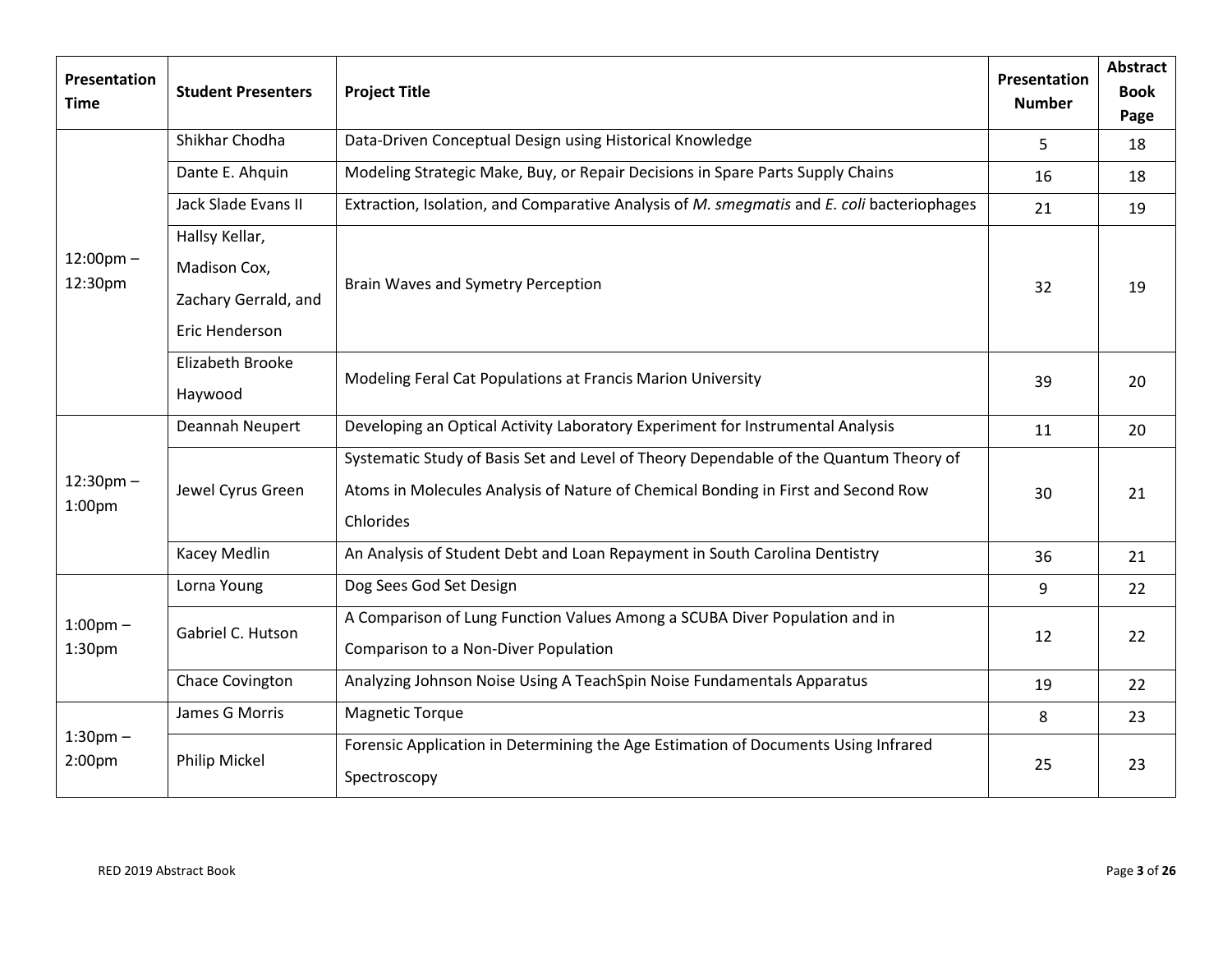| Presentation Time | Student Presenters | Project Title | Presentation Number | Abstract Book Page |
|---|---|---|---|---|
| 12:00pm – 12:30pm | Shikhar Chodha | Data-Driven Conceptual Design using Historical Knowledge | 5 | 18 |
| | Dante E. Ahquin | Modeling Strategic Make, Buy, or Repair Decisions in Spare Parts Supply Chains | 16 | 18 |
| | Jack Slade Evans II | Extraction, Isolation, and Comparative Analysis of *M. smegmatis* and *E. coli* bacteriophages | 21 | 19 |
| | Hallsy Kellar, Madison Cox, Zachary Gerrald, and Eric Henderson | Brain Waves and Symetry Perception | 32 | 19 |
| | Elizabeth Brooke Haywood | Modeling Feral Cat Populations at Francis Marion University | 39 | 20 |
| 12:30pm – 1:00pm | Deannah Neupert | Developing an Optical Activity Laboratory Experiment for Instrumental Analysis | 11 | 20 |
| | Jewel Cyrus Green | Systematic Study of Basis Set and Level of Theory Dependable of the Quantum Theory of Atoms in Molecules Analysis of Nature of Chemical Bonding in First and Second Row Chlorides | 30 | 21 |
| | Kacey Medlin | An Analysis of Student Debt and Loan Repayment in South Carolina Dentistry | 36 | 21 |
| 1:00pm – 1:30pm | Lorna Young | Dog Sees God Set Design | 9 | 22 |
| | Gabriel C. Hutson | A Comparison of Lung Function Values Among a SCUBA Diver Population and in Comparison to a Non-Diver Population | 12 | 22 |
| | Chace Covington | Analyzing Johnson Noise Using A TeachSpin Noise Fundamentals Apparatus | 19 | 22 |
| 1:30pm – 2:00pm | James G Morris | Magnetic Torque | 8 | 23 |
| | Philip Mickel | Forensic Application in Determining the Age Estimation of Documents Using Infrared Spectroscopy | 25 | 23 |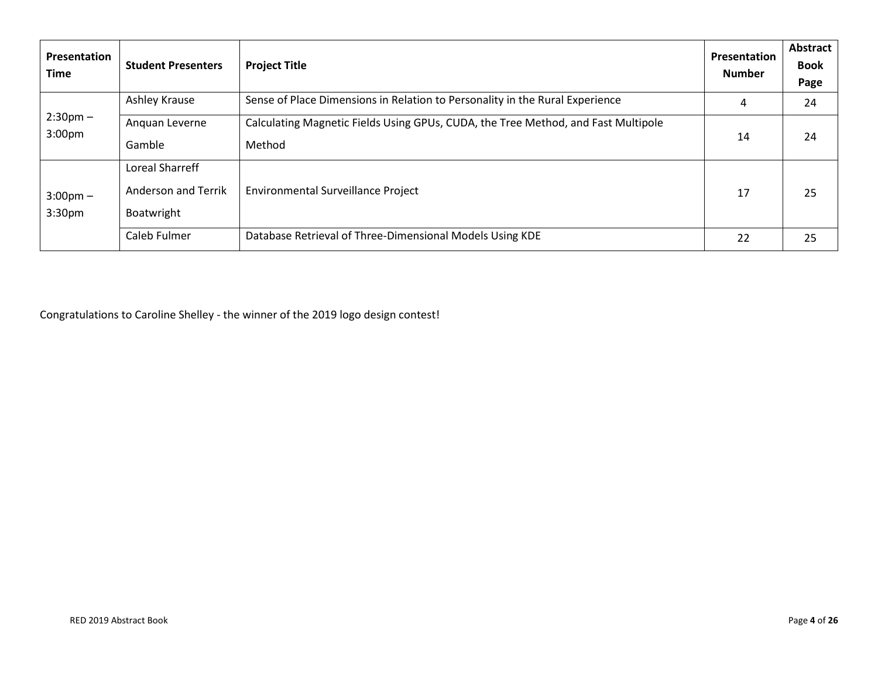| Presentation Time | Student Presenters | Project Title | Presentation Number | Abstract Book Page |
|---|---|---|---|---|
| 2:30pm – 3:00pm | Ashley Krause | Sense of Place Dimensions in Relation to Personality in the Rural Experience | 4 | 24 |
| | Anquan Leverne Gamble | Calculating Magnetic Fields Using GPUs, CUDA, the Tree Method, and Fast Multipole Method | 14 | 24 |
| 3:00pm – 3:30pm | Loreal Sharreff Anderson and Terrik Boatwright | Environmental Surveillance Project | 17 | 25 |
| | Caleb Fulmer | Database Retrieval of Three-Dimensional Models Using KDE | 22 | 25 |

Congratulations to Caroline Shelley - the winner of the 2019 logo design contest!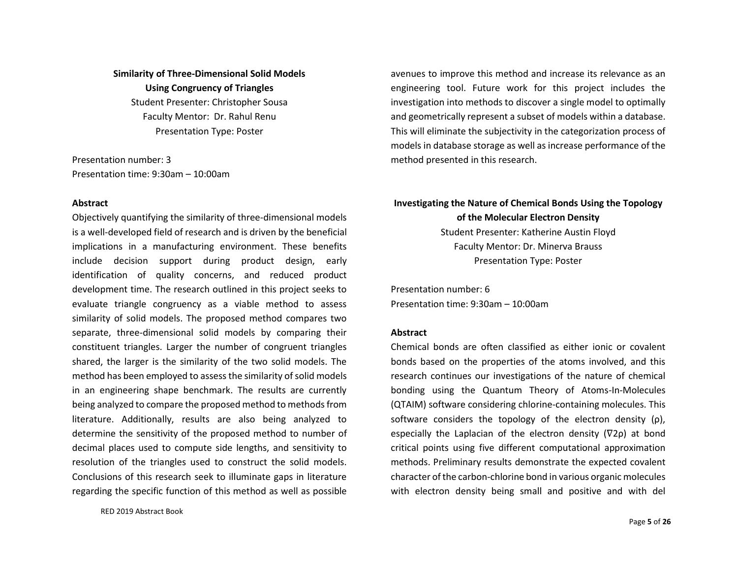**Similarity of Three-Dimensional Solid Models Using Congruency of Triangles**

Student Presenter: Christopher Sousa
Faculty Mentor: Dr. Rahul Renu
Presentation Type: Poster

Presentation number: 3
Presentation time: 9:30am – 10:00am

**Abstract**

Objectively quantifying the similarity of three-dimensional models is a well-developed field of research and is driven by the beneficial implications in a manufacturing environment. These benefits include decision support during product design, early identification of quality concerns, and reduced product development time. The research outlined in this project seeks to evaluate triangle congruency as a viable method to assess similarity of solid models. The proposed method compares two separate, three-dimensional solid models by comparing their constituent triangles. Larger the number of congruent triangles shared, the larger is the similarity of the two solid models. The method has been employed to assess the similarity of solid models in an engineering shape benchmark. The results are currently being analyzed to compare the proposed method to methods from literature. Additionally, results are also being analyzed to determine the sensitivity of the proposed method to number of decimal places used to compute side lengths, and sensitivity to resolution of the triangles used to construct the solid models. Conclusions of this research seek to illuminate gaps in literature regarding the specific function of this method as well as possible avenues to improve this method and increase its relevance as an engineering tool. Future work for this project includes the investigation into methods to discover a single model to optimally and geometrically represent a subset of models within a database. This will eliminate the subjectivity in the categorization process of models in database storage as well as increase performance of the method presented in this research.

**Investigating the Nature of Chemical Bonds Using the Topology of the Molecular Electron Density**

Student Presenter: Katherine Austin Floyd
Faculty Mentor: Dr. Minerva Brauss
Presentation Type: Poster

Presentation number: 6
Presentation time: 9:30am – 10:00am

**Abstract**

Chemical bonds are often classified as either ionic or covalent bonds based on the properties of the atoms involved, and this research continues our investigations of the nature of chemical bonding using the Quantum Theory of Atoms-In-Molecules (QTAIM) software considering chlorine-containing molecules. This software considers the topology of the electron density ($\rho$), especially the Laplacian of the electron density ($\nabla 2\rho$) at bond critical points using five different computational approximation methods. Preliminary results demonstrate the expected covalent character of the carbon-chlorine bond in various organic molecules with electron density being small and positive and with del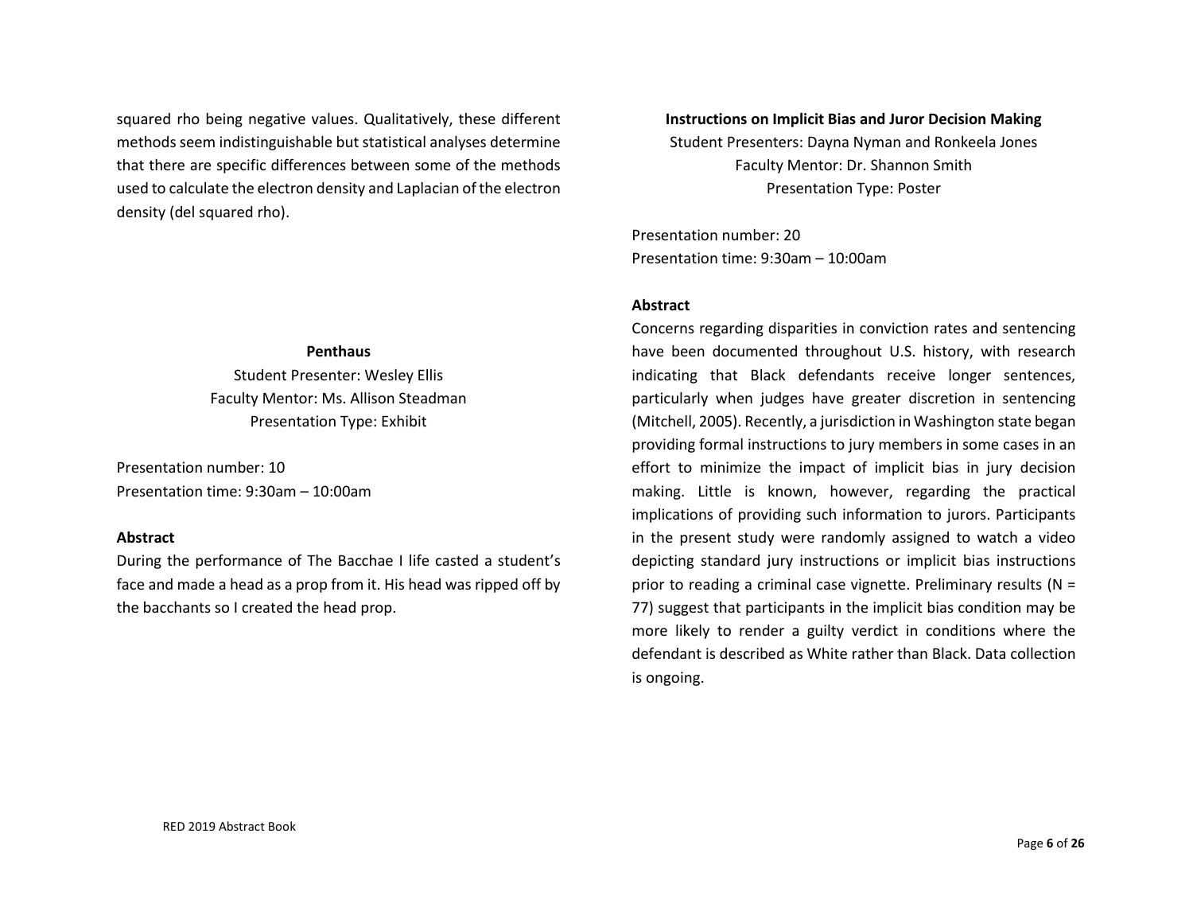squared rho being negative values. Qualitatively, these different methods seem indistinguishable but statistical analyses determine that there are specific differences between some of the methods used to calculate the electron density and Laplacian of the electron density (del squared rho).

**Penthaus**

Student Presenter: Wesley Ellis
Faculty Mentor: Ms. Allison Steadman
Presentation Type: Exhibit

Presentation number: 10
Presentation time: 9:30am – 10:00am

**Abstract**

During the performance of The Bacchae I life casted a student's face and made a head as a prop from it. His head was ripped off by the bacchants so I created the head prop.

**Instructions on Implicit Bias and Juror Decision Making**

Student Presenters: Dayna Nyman and Ronkeela Jones
Faculty Mentor: Dr. Shannon Smith
Presentation Type: Poster

Presentation number: 20
Presentation time: 9:30am – 10:00am

**Abstract**

Concerns regarding disparities in conviction rates and sentencing have been documented throughout U.S. history, with research indicating that Black defendants receive longer sentences, particularly when judges have greater discretion in sentencing (Mitchell, 2005). Recently, a jurisdiction in Washington state began providing formal instructions to jury members in some cases in an effort to minimize the impact of implicit bias in jury decision making. Little is known, however, regarding the practical implications of providing such information to jurors. Participants in the present study were randomly assigned to watch a video depicting standard jury instructions or implicit bias instructions prior to reading a criminal case vignette. Preliminary results ($N$ = 77) suggest that participants in the implicit bias condition may be more likely to render a guilty verdict in conditions where the defendant is described as White rather than Black. Data collection is ongoing.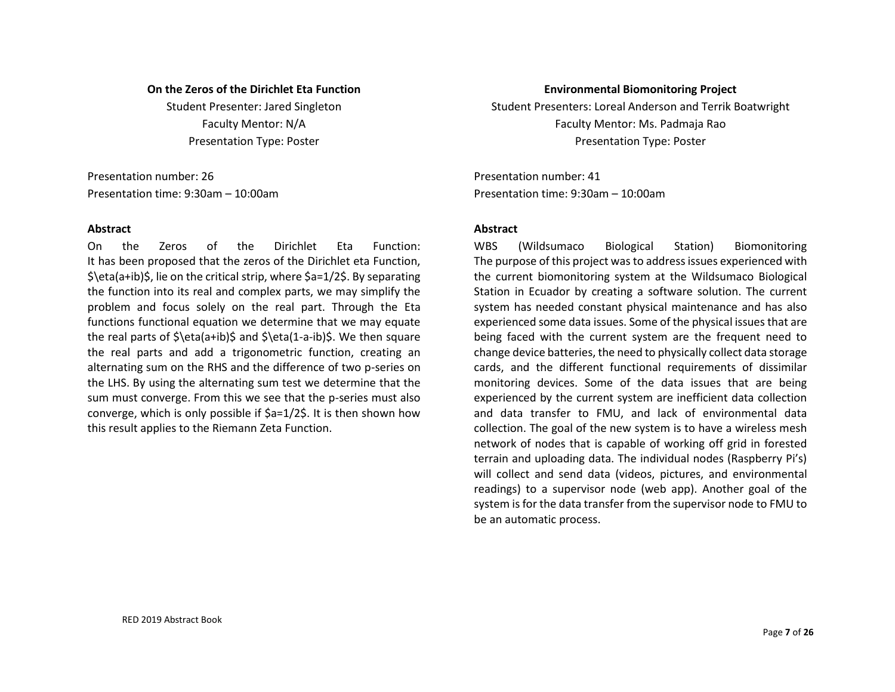### On the Zeros of the Dirichlet Eta Function

Student Presenter: Jared Singleton
Faculty Mentor: N/A
Presentation Type: Poster

Presentation number: 26
Presentation time: 9:30am – 10:00am

#### Abstract

On the Zeros of the Dirichlet Eta Function:
It has been proposed that the zeros of the Dirichlet eta Function, $\eta(a+ib)$, lie on the critical strip, where $a=1/2$. By separating the function into its real and complex parts, we may simplify the problem and focus solely on the real part. Through the Eta functions functional equation we determine that we may equate the real parts of $\eta(a+ib)$ and $\eta(1-a-ib)$. We then square the real parts and add a trigonometric function, creating an alternating sum on the RHS and the difference of two p-series on the LHS. By using the alternating sum test we determine that the sum must converge. From this we see that the p-series must also converge, which is only possible if $a=1/2$. It is then shown how this result applies to the Riemann Zeta Function.

### Environmental Biomonitoring Project

Student Presenters: Loreal Anderson and Terrik Boatwright
Faculty Mentor: Ms. Padmaja Rao
Presentation Type: Poster

Presentation number: 41
Presentation time: 9:30am – 10:00am

#### Abstract

WBS (Wildsumaco Biological Station) Biomonitoring
The purpose of this project was to address issues experienced with the current biomonitoring system at the Wildsumaco Biological Station in Ecuador by creating a software solution. The current system has needed constant physical maintenance and has also experienced some data issues. Some of the physical issues that are being faced with the current system are the frequent need to change device batteries, the need to physically collect data storage cards, and the different functional requirements of dissimilar monitoring devices. Some of the data issues that are being experienced by the current system are inefficient data collection and data transfer to FMU, and lack of environmental data collection. The goal of the new system is to have a wireless mesh network of nodes that is capable of working off grid in forested terrain and uploading data. The individual nodes (Raspberry Pi's) will collect and send data (videos, pictures, and environmental readings) to a supervisor node (web app). Another goal of the system is for the data transfer from the supervisor node to FMU to be an automatic process.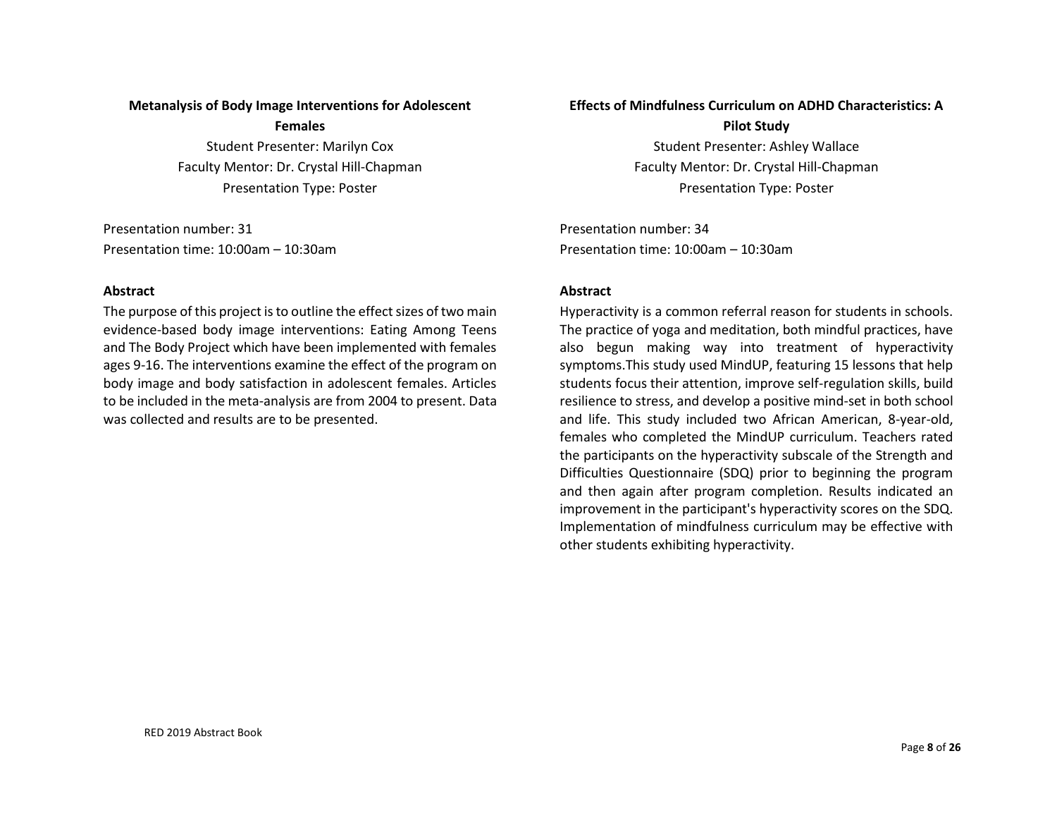### Metanalysis of Body Image Interventions for Adolescent Females

Student Presenter: Marilyn Cox
Faculty Mentor: Dr. Crystal Hill-Chapman
Presentation Type: Poster

Presentation number: 31
Presentation time: 10:00am – 10:30am

**Abstract**

The purpose of this project is to outline the effect sizes of two main evidence-based body image interventions: Eating Among Teens and The Body Project which have been implemented with females ages 9-16. The interventions examine the effect of the program on body image and body satisfaction in adolescent females. Articles to be included in the meta-analysis are from 2004 to present. Data was collected and results are to be presented.

### Effects of Mindfulness Curriculum on ADHD Characteristics: A Pilot Study

Student Presenter: Ashley Wallace
Faculty Mentor: Dr. Crystal Hill-Chapman
Presentation Type: Poster

Presentation number: 34
Presentation time: 10:00am – 10:30am

**Abstract**

Hyperactivity is a common referral reason for students in schools. The practice of yoga and meditation, both mindful practices, have also begun making way into treatment of hyperactivity symptoms.This study used MindUP, featuring 15 lessons that help students focus their attention, improve self-regulation skills, build resilience to stress, and develop a positive mind-set in both school and life. This study included two African American, 8-year-old, females who completed the MindUP curriculum. Teachers rated the participants on the hyperactivity subscale of the Strength and Difficulties Questionnaire (SDQ) prior to beginning the program and then again after program completion. Results indicated an improvement in the participant's hyperactivity scores on the SDQ. Implementation of mindfulness curriculum may be effective with other students exhibiting hyperactivity.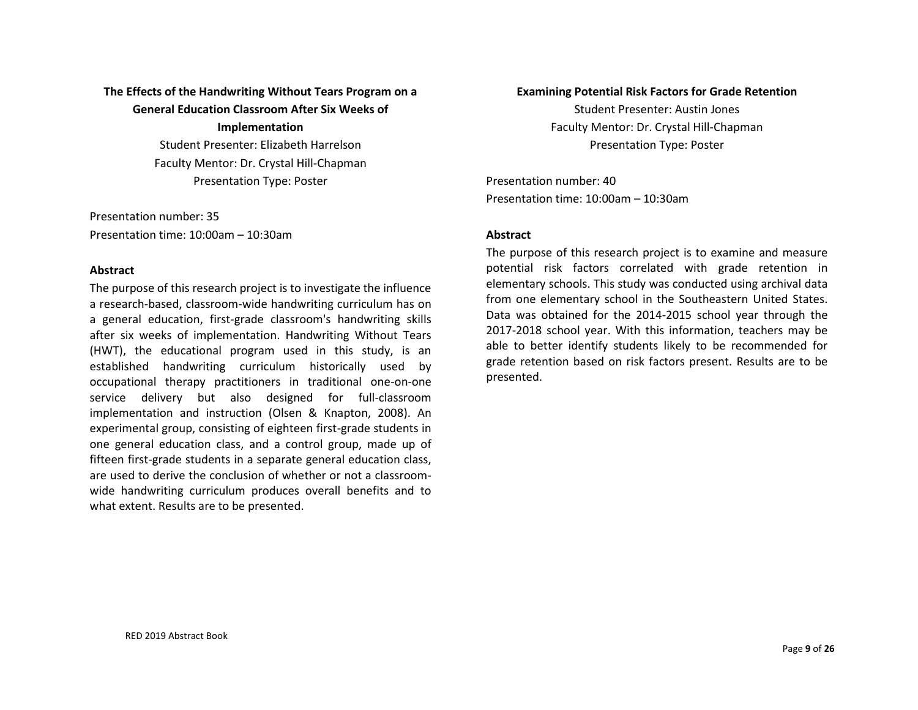### The Effects of the Handwriting Without Tears Program on a General Education Classroom After Six Weeks of Implementation

Student Presenter: Elizabeth Harrelson
Faculty Mentor: Dr. Crystal Hill-Chapman
Presentation Type: Poster

Presentation number: 35
Presentation time: 10:00am – 10:30am

**Abstract**

The purpose of this research project is to investigate the influence a research-based, classroom-wide handwriting curriculum has on a general education, first-grade classroom's handwriting skills after six weeks of implementation. Handwriting Without Tears (HWT), the educational program used in this study, is an established handwriting curriculum historically used by occupational therapy practitioners in traditional one-on-one service delivery but also designed for full-classroom implementation and instruction (Olsen & Knapton, 2008). An experimental group, consisting of eighteen first-grade students in one general education class, and a control group, made up of fifteen first-grade students in a separate general education class, are used to derive the conclusion of whether or not a classroom-wide handwriting curriculum produces overall benefits and to what extent. Results are to be presented.

### Examining Potential Risk Factors for Grade Retention

Student Presenter: Austin Jones
Faculty Mentor: Dr. Crystal Hill-Chapman
Presentation Type: Poster

Presentation number: 40
Presentation time: 10:00am – 10:30am

**Abstract**

The purpose of this research project is to examine and measure potential risk factors correlated with grade retention in elementary schools. This study was conducted using archival data from one elementary school in the Southeastern United States. Data was obtained for the 2014-2015 school year through the 2017-2018 school year. With this information, teachers may be able to better identify students likely to be recommended for grade retention based on risk factors present. Results are to be presented.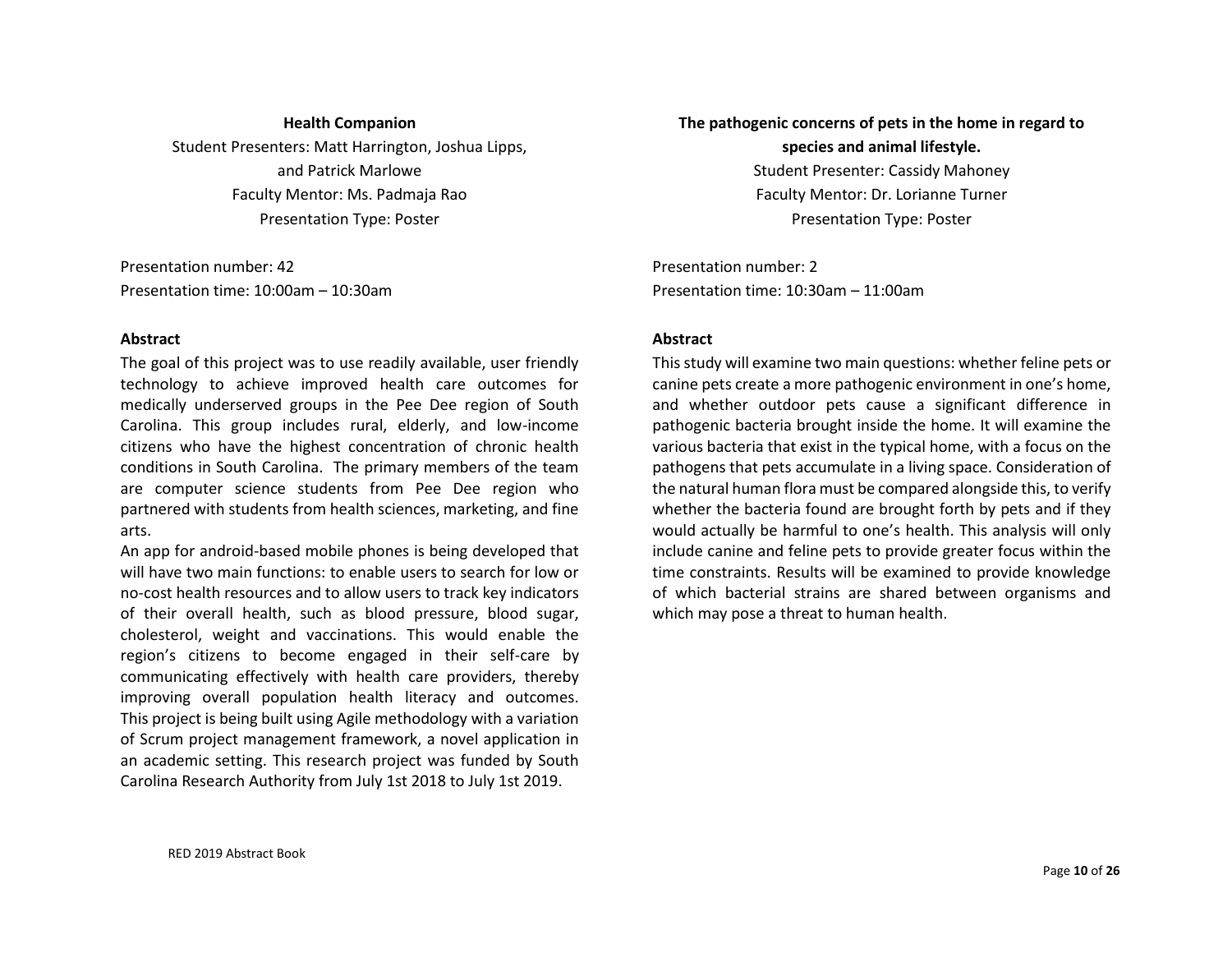## Health Companion

Student Presenters: Matt Harrington, Joshua Lipps, and Patrick Marlowe
Faculty Mentor: Ms. Padmaja Rao
Presentation Type: Poster

Presentation number: 42
Presentation time: 10:00am – 10:30am

### Abstract

The goal of this project was to use readily available, user friendly technology to achieve improved health care outcomes for medically underserved groups in the Pee Dee region of South Carolina. This group includes rural, elderly, and low-income citizens who have the highest concentration of chronic health conditions in South Carolina. The primary members of the team are computer science students from Pee Dee region who partnered with students from health sciences, marketing, and fine arts.

An app for android-based mobile phones is being developed that will have two main functions: to enable users to search for low or no-cost health resources and to allow users to track key indicators of their overall health, such as blood pressure, blood sugar, cholesterol, weight and vaccinations. This would enable the region's citizens to become engaged in their self-care by communicating effectively with health care providers, thereby improving overall population health literacy and outcomes. This project is being built using Agile methodology with a variation of Scrum project management framework, a novel application in an academic setting. This research project was funded by South Carolina Research Authority from July 1st 2018 to July 1st 2019.

## The pathogenic concerns of pets in the home in regard to species and animal lifestyle.

Student Presenter: Cassidy Mahoney
Faculty Mentor: Dr. Lorianne Turner
Presentation Type: Poster

Presentation number: 2
Presentation time: 10:30am – 11:00am

### Abstract

This study will examine two main questions: whether feline pets or canine pets create a more pathogenic environment in one's home, and whether outdoor pets cause a significant difference in pathogenic bacteria brought inside the home. It will examine the various bacteria that exist in the typical home, with a focus on the pathogens that pets accumulate in a living space. Consideration of the natural human flora must be compared alongside this, to verify whether the bacteria found are brought forth by pets and if they would actually be harmful to one's health. This analysis will only include canine and feline pets to provide greater focus within the time constraints. Results will be examined to provide knowledge of which bacterial strains are shared between organisms and which may pose a threat to human health.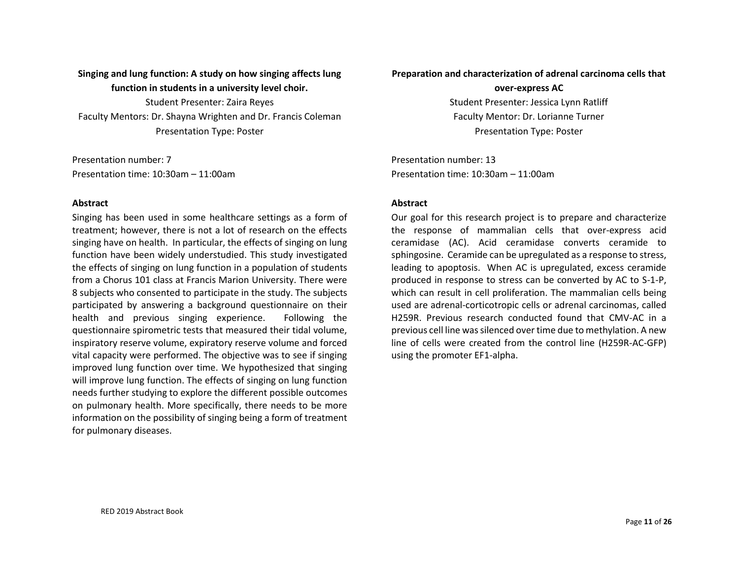**Singing and lung function: A study on how singing affects lung function in students in a university level choir.**

Student Presenter: Zaira Reyes

Faculty Mentors: Dr. Shayna Wrighten and Dr. Francis Coleman

Presentation Type: Poster

Presentation number: 7

Presentation time: 10:30am – 11:00am

**Abstract**

Singing has been used in some healthcare settings as a form of treatment; however, there is not a lot of research on the effects singing have on health. In particular, the effects of singing on lung function have been widely understudied. This study investigated the effects of singing on lung function in a population of students from a Chorus 101 class at Francis Marion University. There were 8 subjects who consented to participate in the study. The subjects participated by answering a background questionnaire on their health and previous singing experience. Following the questionnaire spirometric tests that measured their tidal volume, inspiratory reserve volume, expiratory reserve volume and forced vital capacity were performed. The objective was to see if singing improved lung function over time. We hypothesized that singing will improve lung function. The effects of singing on lung function needs further studying to explore the different possible outcomes on pulmonary health. More specifically, there needs to be more information on the possibility of singing being a form of treatment for pulmonary diseases.

**Preparation and characterization of adrenal carcinoma cells that over-express AC**

Student Presenter: Jessica Lynn Ratliff

Faculty Mentor: Dr. Lorianne Turner

Presentation Type: Poster

Presentation number: 13

Presentation time: 10:30am – 11:00am

**Abstract**

Our goal for this research project is to prepare and characterize the response of mammalian cells that over-express acid ceramidase (AC). Acid ceramidase converts ceramide to sphingosine. Ceramide can be upregulated as a response to stress, leading to apoptosis. When AC is upregulated, excess ceramide produced in response to stress can be converted by AC to S-1-P, which can result in cell proliferation. The mammalian cells being used are adrenal-corticotropic cells or adrenal carcinomas, called H259R. Previous research conducted found that CMV-AC in a previous cell line was silenced over time due to methylation. A new line of cells were created from the control line (H259R-AC-GFP) using the promoter EF1-alpha.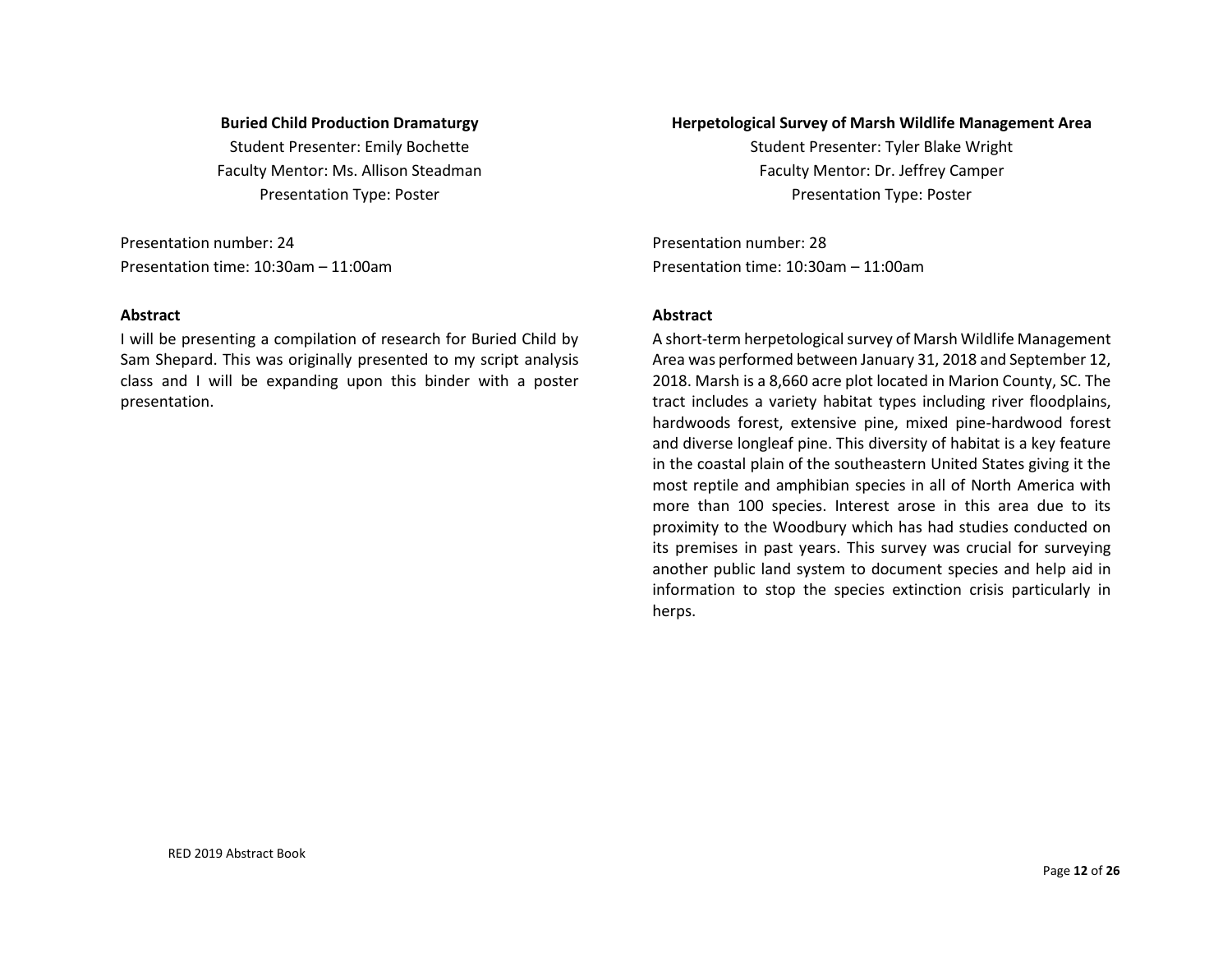**Buried Child Production Dramaturgy**

Student Presenter: Emily Bochette
Faculty Mentor: Ms. Allison Steadman
Presentation Type: Poster

Presentation number: 24
Presentation time: 10:30am – 11:00am

**Abstract**

I will be presenting a compilation of research for Buried Child by Sam Shepard. This was originally presented to my script analysis class and I will be expanding upon this binder with a poster presentation.

**Herpetological Survey of Marsh Wildlife Management Area**

Student Presenter: Tyler Blake Wright
Faculty Mentor: Dr. Jeffrey Camper
Presentation Type: Poster

Presentation number: 28
Presentation time: 10:30am – 11:00am

**Abstract**

A short-term herpetological survey of Marsh Wildlife Management Area was performed between January 31, 2018 and September 12, 2018. Marsh is a 8,660 acre plot located in Marion County, SC. The tract includes a variety habitat types including river floodplains, hardwoods forest, extensive pine, mixed pine-hardwood forest and diverse longleaf pine. This diversity of habitat is a key feature in the coastal plain of the southeastern United States giving it the most reptile and amphibian species in all of North America with more than 100 species. Interest arose in this area due to its proximity to the Woodbury which has had studies conducted on its premises in past years. This survey was crucial for surveying another public land system to document species and help aid in information to stop the species extinction crisis particularly in herps.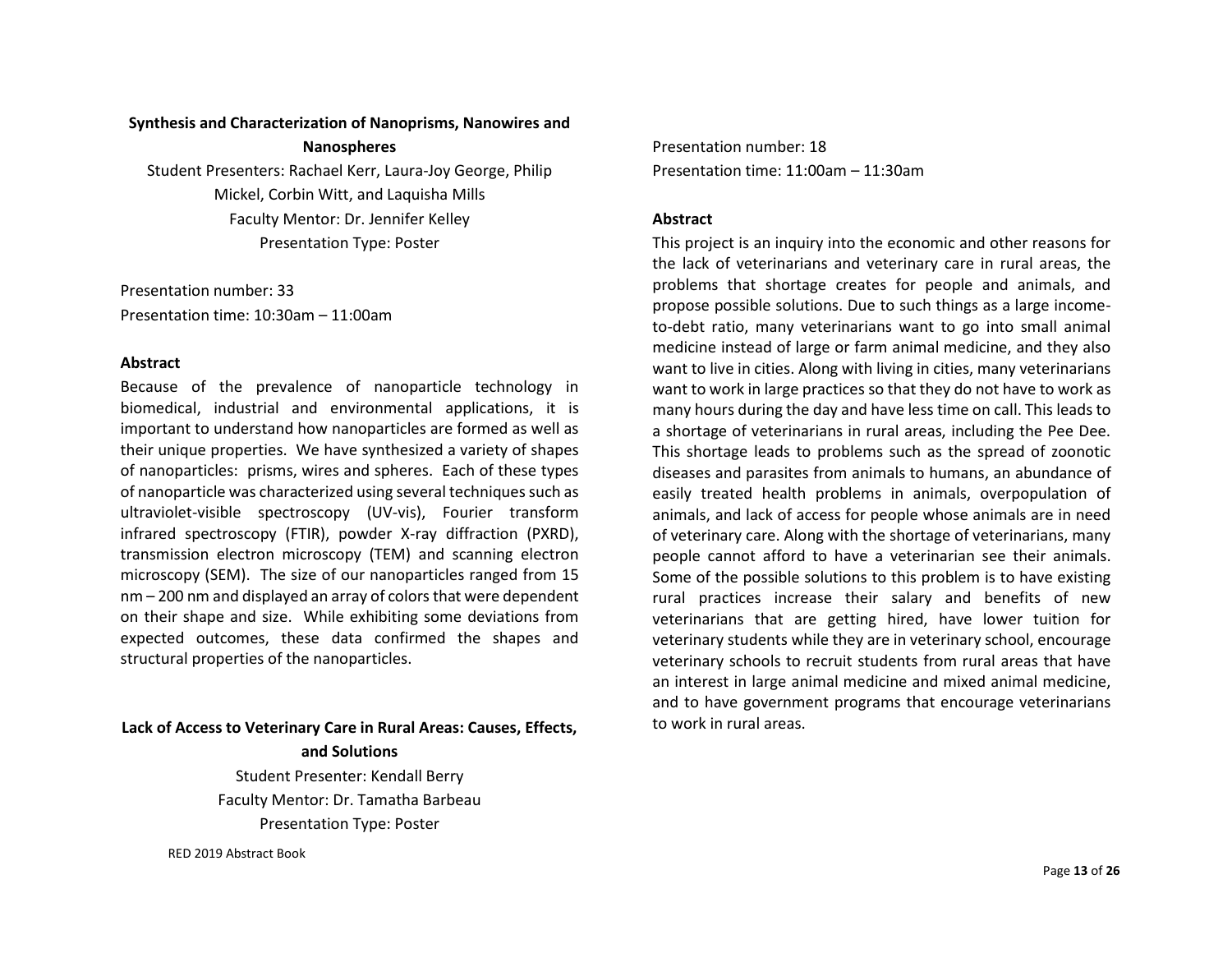**Synthesis and Characterization of Nanoprisms, Nanowires and Nanospheres**

Student Presenters: Rachael Kerr, Laura-Joy George, Philip Mickel, Corbin Witt, and Laquisha Mills

Faculty Mentor: Dr. Jennifer Kelley

Presentation Type: Poster

Presentation number: 33

Presentation time: 10:30am – 11:00am

**Abstract**

Because of the prevalence of nanoparticle technology in biomedical, industrial and environmental applications, it is important to understand how nanoparticles are formed as well as their unique properties. We have synthesized a variety of shapes of nanoparticles: prisms, wires and spheres. Each of these types of nanoparticle was characterized using several techniques such as ultraviolet-visible spectroscopy (UV-vis), Fourier transform infrared spectroscopy (FTIR), powder X-ray diffraction (PXRD), transmission electron microscopy (TEM) and scanning electron microscopy (SEM). The size of our nanoparticles ranged from 15 nm – 200 nm and displayed an array of colors that were dependent on their shape and size. While exhibiting some deviations from expected outcomes, these data confirmed the shapes and structural properties of the nanoparticles.

**Lack of Access to Veterinary Care in Rural Areas: Causes, Effects, and Solutions**

Student Presenter: Kendall Berry

Faculty Mentor: Dr. Tamatha Barbeau

Presentation Type: Poster

Presentation number: 18

Presentation time: 11:00am – 11:30am

**Abstract**

This project is an inquiry into the economic and other reasons for the lack of veterinarians and veterinary care in rural areas, the problems that shortage creates for people and animals, and propose possible solutions. Due to such things as a large income-to-debt ratio, many veterinarians want to go into small animal medicine instead of large or farm animal medicine, and they also want to live in cities. Along with living in cities, many veterinarians want to work in large practices so that they do not have to work as many hours during the day and have less time on call. This leads to a shortage of veterinarians in rural areas, including the Pee Dee. This shortage leads to problems such as the spread of zoonotic diseases and parasites from animals to humans, an abundance of easily treated health problems in animals, overpopulation of animals, and lack of access for people whose animals are in need of veterinary care. Along with the shortage of veterinarians, many people cannot afford to have a veterinarian see their animals. Some of the possible solutions to this problem is to have existing rural practices increase their salary and benefits of new veterinarians that are getting hired, have lower tuition for veterinary students while they are in veterinary school, encourage veterinary schools to recruit students from rural areas that have an interest in large animal medicine and mixed animal medicine, and to have government programs that encourage veterinarians to work in rural areas.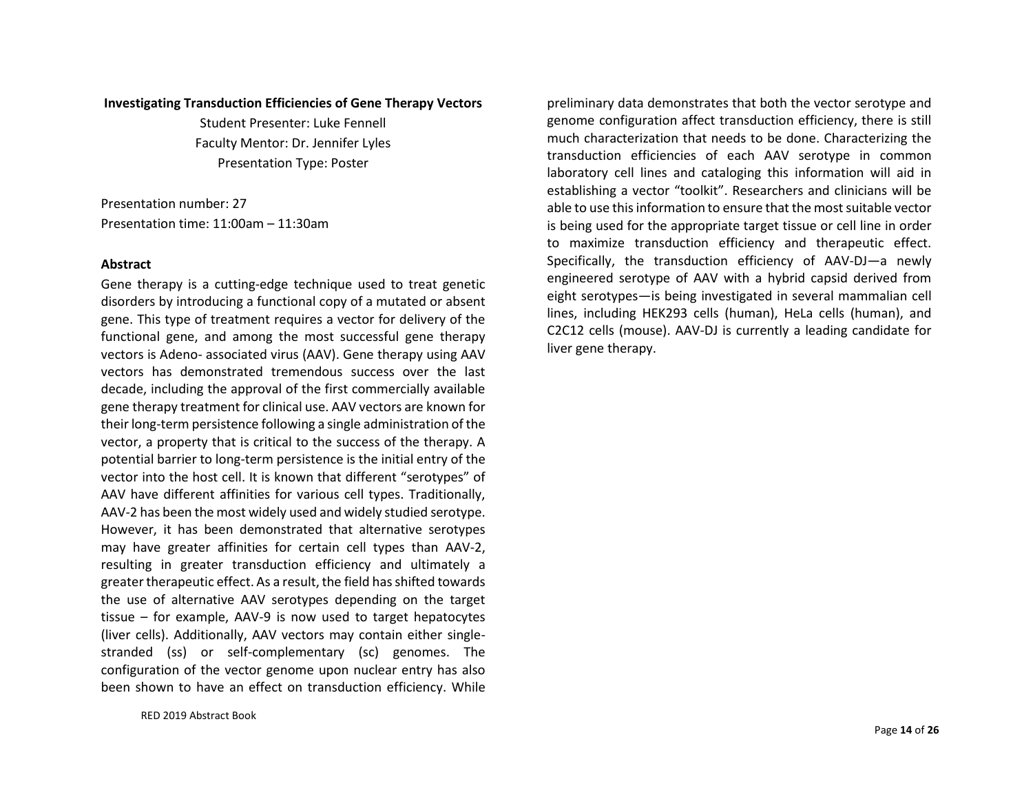**Investigating Transduction Efficiencies of Gene Therapy Vectors**

Student Presenter: Luke Fennell
Faculty Mentor: Dr. Jennifer Lyles
Presentation Type: Poster

Presentation number: 27
Presentation time: 11:00am – 11:30am

**Abstract**

Gene therapy is a cutting-edge technique used to treat genetic disorders by introducing a functional copy of a mutated or absent gene. This type of treatment requires a vector for delivery of the functional gene, and among the most successful gene therapy vectors is Adeno- associated virus (AAV). Gene therapy using AAV vectors has demonstrated tremendous success over the last decade, including the approval of the first commercially available gene therapy treatment for clinical use. AAV vectors are known for their long-term persistence following a single administration of the vector, a property that is critical to the success of the therapy. A potential barrier to long-term persistence is the initial entry of the vector into the host cell. It is known that different "serotypes" of AAV have different affinities for various cell types. Traditionally, AAV-2 has been the most widely used and widely studied serotype. However, it has been demonstrated that alternative serotypes may have greater affinities for certain cell types than AAV-2, resulting in greater transduction efficiency and ultimately a greater therapeutic effect. As a result, the field has shifted towards the use of alternative AAV serotypes depending on the target tissue – for example, AAV-9 is now used to target hepatocytes (liver cells). Additionally, AAV vectors may contain either single-stranded (ss) or self-complementary (sc) genomes. The configuration of the vector genome upon nuclear entry has also been shown to have an effect on transduction efficiency. While preliminary data demonstrates that both the vector serotype and genome configuration affect transduction efficiency, there is still much characterization that needs to be done. Characterizing the transduction efficiencies of each AAV serotype in common laboratory cell lines and cataloging this information will aid in establishing a vector "toolkit". Researchers and clinicians will be able to use this information to ensure that the most suitable vector is being used for the appropriate target tissue or cell line in order to maximize transduction efficiency and therapeutic effect. Specifically, the transduction efficiency of AAV-DJ—a newly engineered serotype of AAV with a hybrid capsid derived from eight serotypes—is being investigated in several mammalian cell lines, including HEK293 cells (human), HeLa cells (human), and C2C12 cells (mouse). AAV-DJ is currently a leading candidate for liver gene therapy.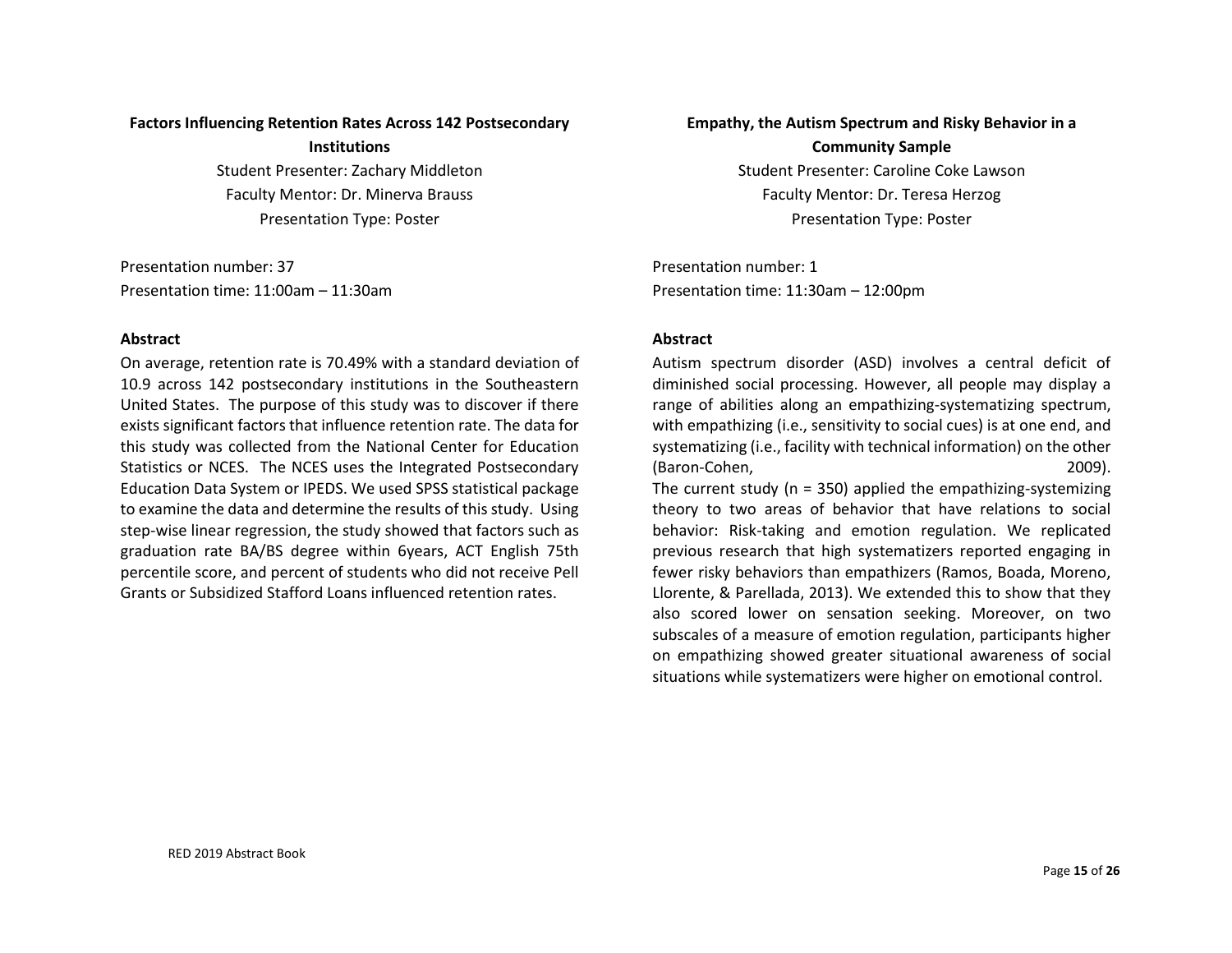### Factors Influencing Retention Rates Across 142 Postsecondary Institutions

Student Presenter: Zachary Middleton
Faculty Mentor: Dr. Minerva Brauss
Presentation Type: Poster

Presentation number: 37
Presentation time: 11:00am – 11:30am

**Abstract**

On average, retention rate is 70.49% with a standard deviation of 10.9 across 142 postsecondary institutions in the Southeastern United States. The purpose of this study was to discover if there exists significant factors that influence retention rate. The data for this study was collected from the National Center for Education Statistics or NCES. The NCES uses the Integrated Postsecondary Education Data System or IPEDS. We used SPSS statistical package to examine the data and determine the results of this study. Using step-wise linear regression, the study showed that factors such as graduation rate BA/BS degree within 6years, ACT English 75th percentile score, and percent of students who did not receive Pell Grants or Subsidized Stafford Loans influenced retention rates.

### Empathy, the Autism Spectrum and Risky Behavior in a Community Sample

Student Presenter: Caroline Coke Lawson
Faculty Mentor: Dr. Teresa Herzog
Presentation Type: Poster

Presentation number: 1
Presentation time: 11:30am – 12:00pm

**Abstract**

Autism spectrum disorder (ASD) involves a central deficit of diminished social processing. However, all people may display a range of abilities along an empathizing-systematizing spectrum, with empathizing (i.e., sensitivity to social cues) is at one end, and systematizing (i.e., facility with technical information) on the other (Baron-Cohen, 2009).

The current study (n = 350) applied the empathizing-systemizing theory to two areas of behavior that have relations to social behavior: Risk-taking and emotion regulation. We replicated previous research that high systematizers reported engaging in fewer risky behaviors than empathizers (Ramos, Boada, Moreno, Llorente, & Parellada, 2013). We extended this to show that they also scored lower on sensation seeking. Moreover, on two subscales of a measure of emotion regulation, participants higher on empathizing showed greater situational awareness of social situations while systematizers were higher on emotional control.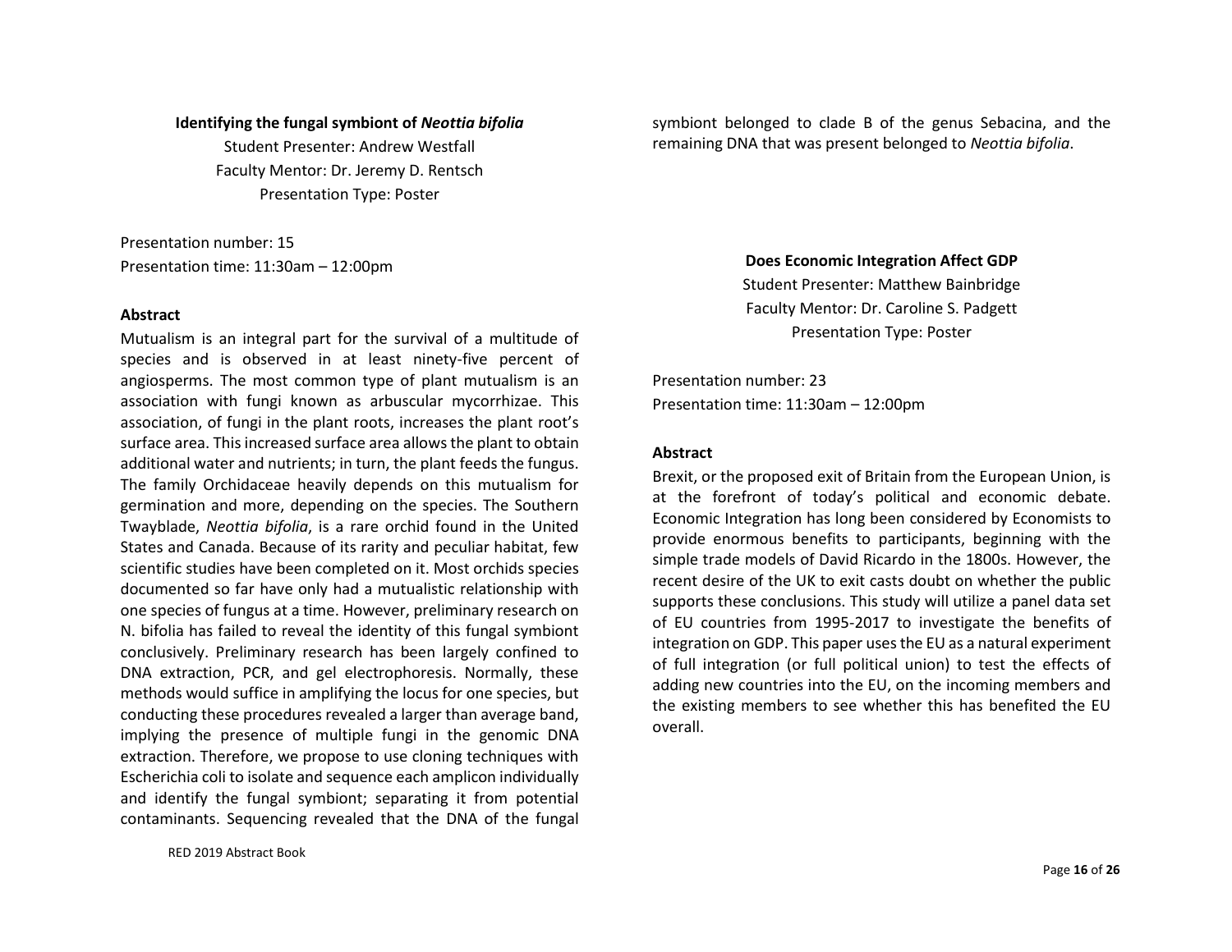**Identifying the fungal symbiont of *Neottia bifolia***

Student Presenter: Andrew Westfall
Faculty Mentor: Dr. Jeremy D. Rentsch
Presentation Type: Poster

Presentation number: 15
Presentation time: 11:30am – 12:00pm

**Abstract**

Mutualism is an integral part for the survival of a multitude of species and is observed in at least ninety-five percent of angiosperms. The most common type of plant mutualism is an association with fungi known as arbuscular mycorrhizae. This association, of fungi in the plant roots, increases the plant root's surface area. This increased surface area allows the plant to obtain additional water and nutrients; in turn, the plant feeds the fungus. The family Orchidaceae heavily depends on this mutualism for germination and more, depending on the species. The Southern Twayblade, *Neottia bifolia*, is a rare orchid found in the United States and Canada. Because of its rarity and peculiar habitat, few scientific studies have been completed on it. Most orchids species documented so far have only had a mutualistic relationship with one species of fungus at a time. However, preliminary research on N. bifolia has failed to reveal the identity of this fungal symbiont conclusively. Preliminary research has been largely confined to DNA extraction, PCR, and gel electrophoresis. Normally, these methods would suffice in amplifying the locus for one species, but conducting these procedures revealed a larger than average band, implying the presence of multiple fungi in the genomic DNA extraction. Therefore, we propose to use cloning techniques with Escherichia coli to isolate and sequence each amplicon individually and identify the fungal symbiont; separating it from potential contaminants. Sequencing revealed that the DNA of the fungal symbiont belonged to clade B of the genus Sebacina, and the remaining DNA that was present belonged to *Neottia bifolia*.

**Does Economic Integration Affect GDP**

Student Presenter: Matthew Bainbridge
Faculty Mentor: Dr. Caroline S. Padgett
Presentation Type: Poster

Presentation number: 23
Presentation time: 11:30am – 12:00pm

**Abstract**

Brexit, or the proposed exit of Britain from the European Union, is at the forefront of today's political and economic debate. Economic Integration has long been considered by Economists to provide enormous benefits to participants, beginning with the simple trade models of David Ricardo in the 1800s. However, the recent desire of the UK to exit casts doubt on whether the public supports these conclusions. This study will utilize a panel data set of EU countries from 1995-2017 to investigate the benefits of integration on GDP. This paper uses the EU as a natural experiment of full integration (or full political union) to test the effects of adding new countries into the EU, on the incoming members and the existing members to see whether this has benefited the EU overall.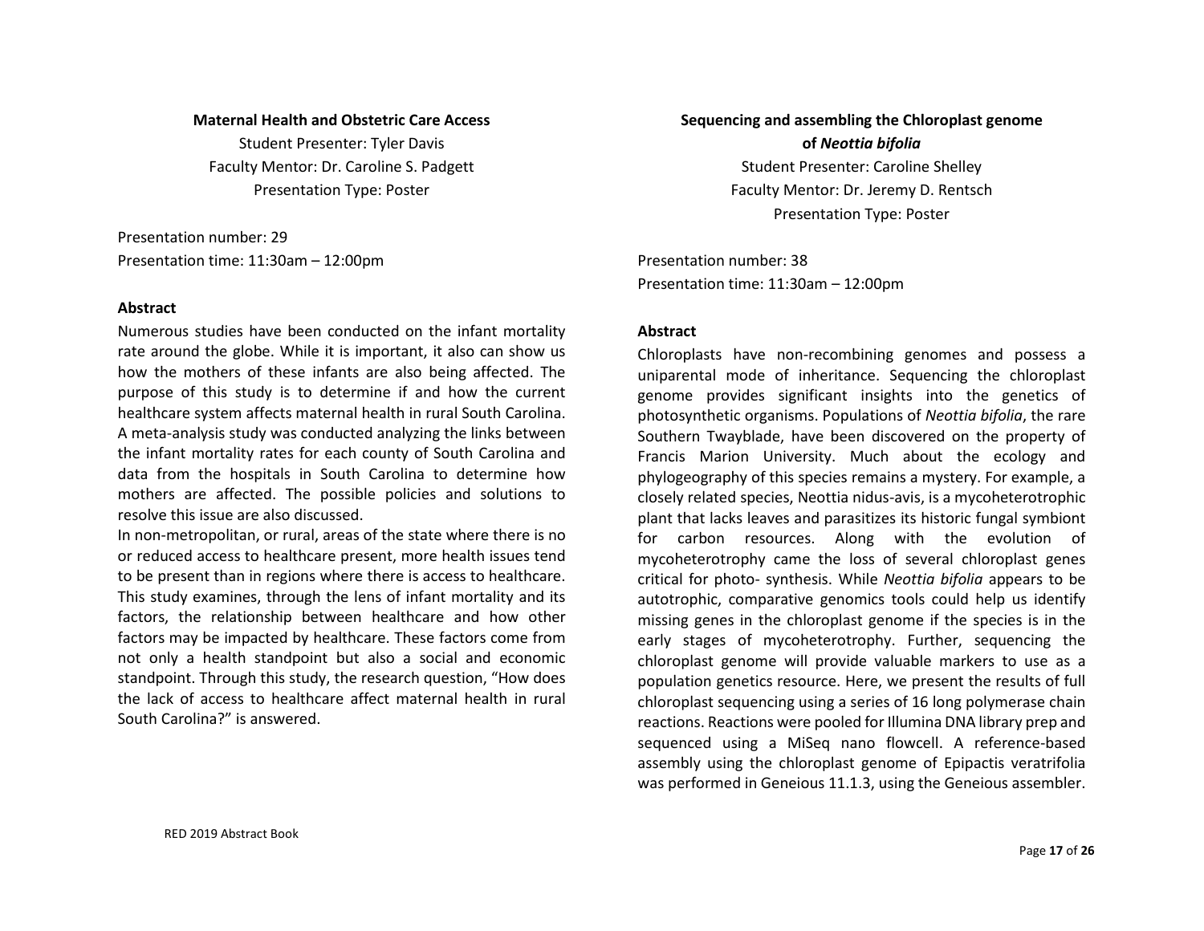### Maternal Health and Obstetric Care Access

Student Presenter: Tyler Davis
Faculty Mentor: Dr. Caroline S. Padgett
Presentation Type: Poster

Presentation number: 29
Presentation time: 11:30am – 12:00pm

**Abstract**

Numerous studies have been conducted on the infant mortality rate around the globe. While it is important, it also can show us how the mothers of these infants are also being affected. The purpose of this study is to determine if and how the current healthcare system affects maternal health in rural South Carolina. A meta-analysis study was conducted analyzing the links between the infant mortality rates for each county of South Carolina and data from the hospitals in South Carolina to determine how mothers are affected. The possible policies and solutions to resolve this issue are also discussed.

In non-metropolitan, or rural, areas of the state where there is no or reduced access to healthcare present, more health issues tend to be present than in regions where there is access to healthcare. This study examines, through the lens of infant mortality and its factors, the relationship between healthcare and how other factors may be impacted by healthcare. These factors come from not only a health standpoint but also a social and economic standpoint. Through this study, the research question, "How does the lack of access to healthcare affect maternal health in rural South Carolina?" is answered.

### Sequencing and assembling the Chloroplast genome of *Neottia bifolia*

Student Presenter: Caroline Shelley
Faculty Mentor: Dr. Jeremy D. Rentsch
Presentation Type: Poster

Presentation number: 38
Presentation time: 11:30am – 12:00pm

**Abstract**

Chloroplasts have non-recombining genomes and possess a uniparental mode of inheritance. Sequencing the chloroplast genome provides significant insights into the genetics of photosynthetic organisms. Populations of *Neottia bifolia*, the rare Southern Twayblade, have been discovered on the property of Francis Marion University. Much about the ecology and phylogeography of this species remains a mystery. For example, a closely related species, Neottia nidus-avis, is a mycoheterotrophic plant that lacks leaves and parasitizes its historic fungal symbiont for carbon resources. Along with the evolution of mycoheterotrophy came the loss of several chloroplast genes critical for photo- synthesis. While *Neottia bifolia* appears to be autotrophic, comparative genomics tools could help us identify missing genes in the chloroplast genome if the species is in the early stages of mycoheterotrophy. Further, sequencing the chloroplast genome will provide valuable markers to use as a population genetics resource. Here, we present the results of full chloroplast sequencing using a series of 16 long polymerase chain reactions. Reactions were pooled for Illumina DNA library prep and sequenced using a MiSeq nano flowcell. A reference-based assembly using the chloroplast genome of Epipactis veratrifolia was performed in Geneious 11.1.3, using the Geneious assembler.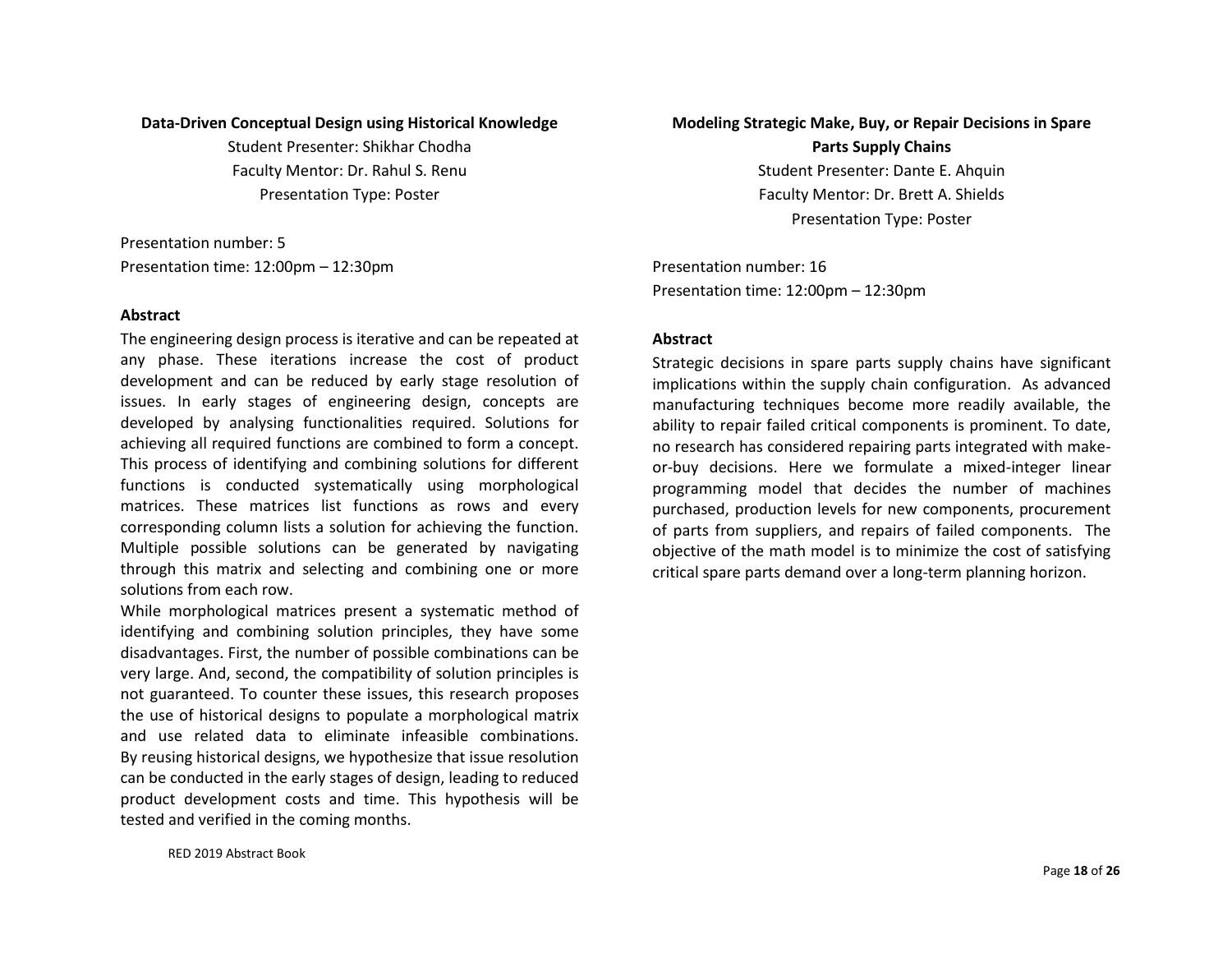### Data-Driven Conceptual Design using Historical Knowledge

Student Presenter: Shikhar Chodha
Faculty Mentor: Dr. Rahul S. Renu
Presentation Type: Poster

Presentation number: 5
Presentation time: 12:00pm – 12:30pm

**Abstract**

The engineering design process is iterative and can be repeated at any phase. These iterations increase the cost of product development and can be reduced by early stage resolution of issues. In early stages of engineering design, concepts are developed by analysing functionalities required. Solutions for achieving all required functions are combined to form a concept. This process of identifying and combining solutions for different functions is conducted systematically using morphological matrices. These matrices list functions as rows and every corresponding column lists a solution for achieving the function. Multiple possible solutions can be generated by navigating through this matrix and selecting and combining one or more solutions from each row.

While morphological matrices present a systematic method of identifying and combining solution principles, they have some disadvantages. First, the number of possible combinations can be very large. And, second, the compatibility of solution principles is not guaranteed. To counter these issues, this research proposes the use of historical designs to populate a morphological matrix and use related data to eliminate infeasible combinations. By reusing historical designs, we hypothesize that issue resolution can be conducted in the early stages of design, leading to reduced product development costs and time. This hypothesis will be tested and verified in the coming months.

### Modeling Strategic Make, Buy, or Repair Decisions in Spare Parts Supply Chains

Student Presenter: Dante E. Ahquin
Faculty Mentor: Dr. Brett A. Shields
Presentation Type: Poster

Presentation number: 16
Presentation time: 12:00pm – 12:30pm

**Abstract**

Strategic decisions in spare parts supply chains have significant implications within the supply chain configuration. As advanced manufacturing techniques become more readily available, the ability to repair failed critical components is prominent. To date, no research has considered repairing parts integrated with make-or-buy decisions. Here we formulate a mixed-integer linear programming model that decides the number of machines purchased, production levels for new components, procurement of parts from suppliers, and repairs of failed components. The objective of the math model is to minimize the cost of satisfying critical spare parts demand over a long-term planning horizon.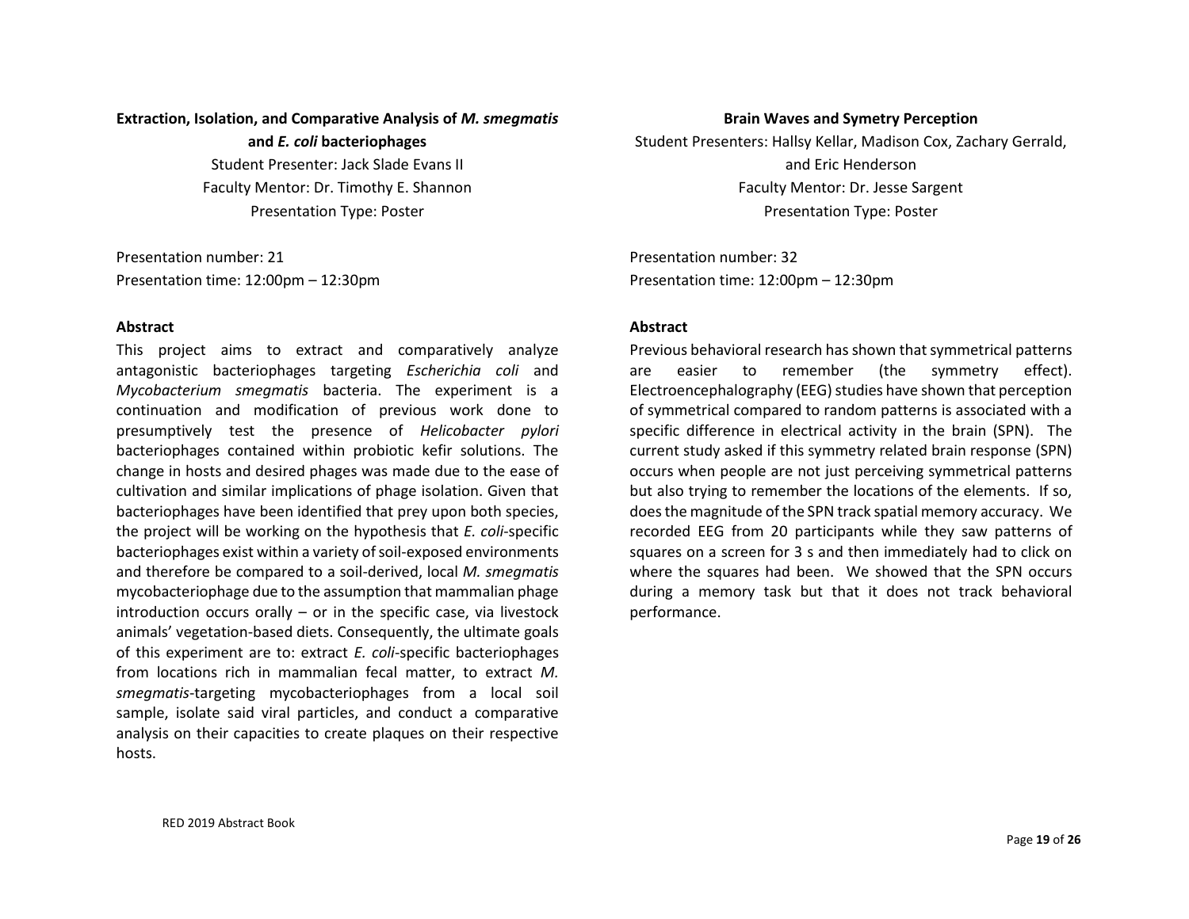### Extraction, Isolation, and Comparative Analysis of *M. smegmatis* and *E. coli* bacteriophages

Student Presenter: Jack Slade Evans II
Faculty Mentor: Dr. Timothy E. Shannon
Presentation Type: Poster

Presentation number: 21
Presentation time: 12:00pm – 12:30pm

**Abstract**

This project aims to extract and comparatively analyze antagonistic bacteriophages targeting *Escherichia coli* and *Mycobacterium smegmatis* bacteria. The experiment is a continuation and modification of previous work done to presumptively test the presence of *Helicobacter pylori* bacteriophages contained within probiotic kefir solutions. The change in hosts and desired phages was made due to the ease of cultivation and similar implications of phage isolation. Given that bacteriophages have been identified that prey upon both species, the project will be working on the hypothesis that *E. coli*-specific bacteriophages exist within a variety of soil-exposed environments and therefore be compared to a soil-derived, local *M. smegmatis* mycobacteriophage due to the assumption that mammalian phage introduction occurs orally – or in the specific case, via livestock animals' vegetation-based diets. Consequently, the ultimate goals of this experiment are to: extract *E. coli*-specific bacteriophages from locations rich in mammalian fecal matter, to extract *M. smegmatis*-targeting mycobacteriophages from a local soil sample, isolate said viral particles, and conduct a comparative analysis on their capacities to create plaques on their respective hosts.

### Brain Waves and Symetry Perception

Student Presenters: Hallsy Kellar, Madison Cox, Zachary Gerrald, and Eric Henderson
Faculty Mentor: Dr. Jesse Sargent
Presentation Type: Poster

Presentation number: 32
Presentation time: 12:00pm – 12:30pm

**Abstract**

Previous behavioral research has shown that symmetrical patterns are easier to remember (the symmetry effect). Electroencephalography (EEG) studies have shown that perception of symmetrical compared to random patterns is associated with a specific difference in electrical activity in the brain (SPN). The current study asked if this symmetry related brain response (SPN) occurs when people are not just perceiving symmetrical patterns but also trying to remember the locations of the elements. If so, does the magnitude of the SPN track spatial memory accuracy. We recorded EEG from 20 participants while they saw patterns of squares on a screen for 3 s and then immediately had to click on where the squares had been. We showed that the SPN occurs during a memory task but that it does not track behavioral performance.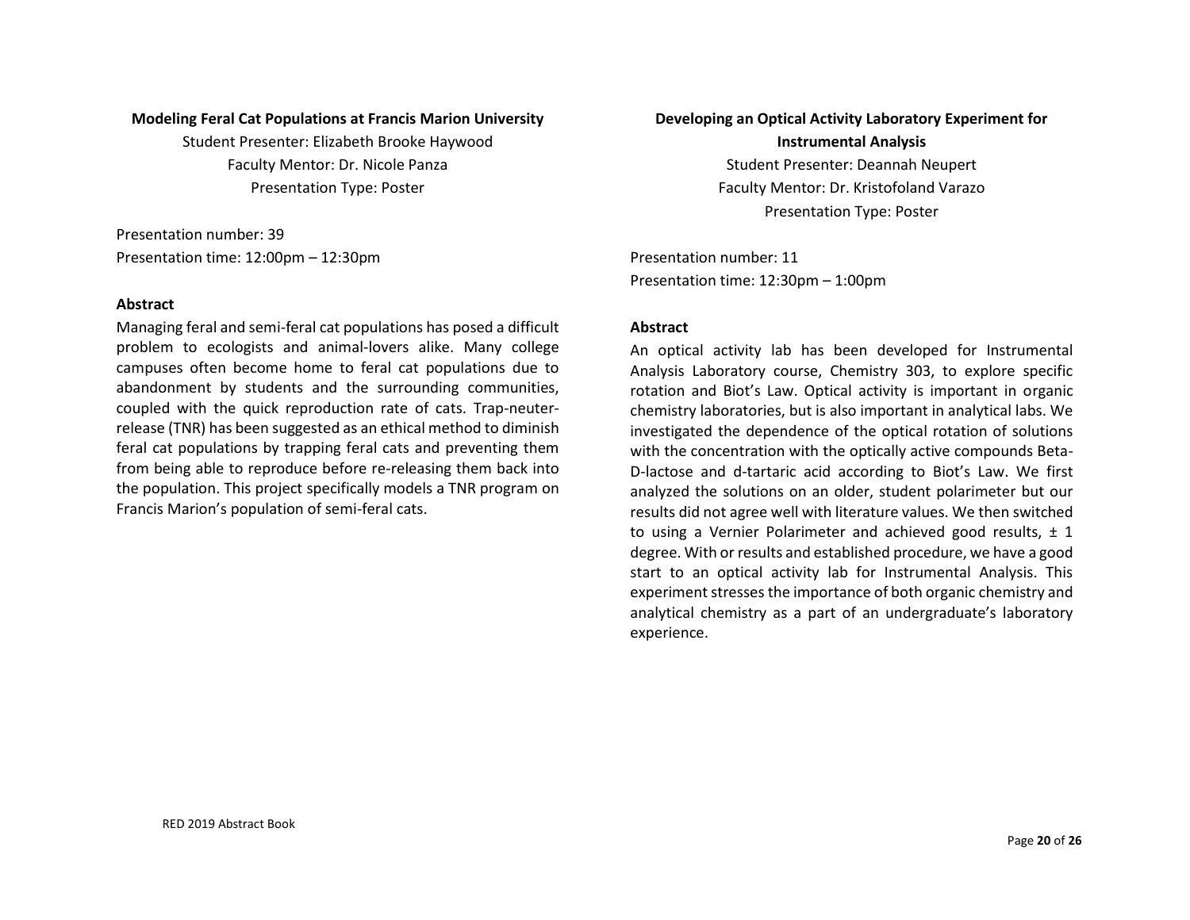### Modeling Feral Cat Populations at Francis Marion University

Student Presenter: Elizabeth Brooke Haywood
Faculty Mentor: Dr. Nicole Panza
Presentation Type: Poster

Presentation number: 39
Presentation time: 12:00pm – 12:30pm

**Abstract**

Managing feral and semi-feral cat populations has posed a difficult problem to ecologists and animal-lovers alike. Many college campuses often become home to feral cat populations due to abandonment by students and the surrounding communities, coupled with the quick reproduction rate of cats. Trap-neuter-release (TNR) has been suggested as an ethical method to diminish feral cat populations by trapping feral cats and preventing them from being able to reproduce before re-releasing them back into the population. This project specifically models a TNR program on Francis Marion's population of semi-feral cats.

### Developing an Optical Activity Laboratory Experiment for Instrumental Analysis

Student Presenter: Deannah Neupert
Faculty Mentor: Dr. Kristofoland Varazo
Presentation Type: Poster

Presentation number: 11
Presentation time: 12:30pm – 1:00pm

**Abstract**

An optical activity lab has been developed for Instrumental Analysis Laboratory course, Chemistry 303, to explore specific rotation and Biot's Law. Optical activity is important in organic chemistry laboratories, but is also important in analytical labs. We investigated the dependence of the optical rotation of solutions with the concentration with the optically active compounds Beta-D-lactose and d-tartaric acid according to Biot's Law. We first analyzed the solutions on an older, student polarimeter but our results did not agree well with literature values. We then switched to using a Vernier Polarimeter and achieved good results, ± 1 degree. With or results and established procedure, we have a good start to an optical activity lab for Instrumental Analysis. This experiment stresses the importance of both organic chemistry and analytical chemistry as a part of an undergraduate's laboratory experience.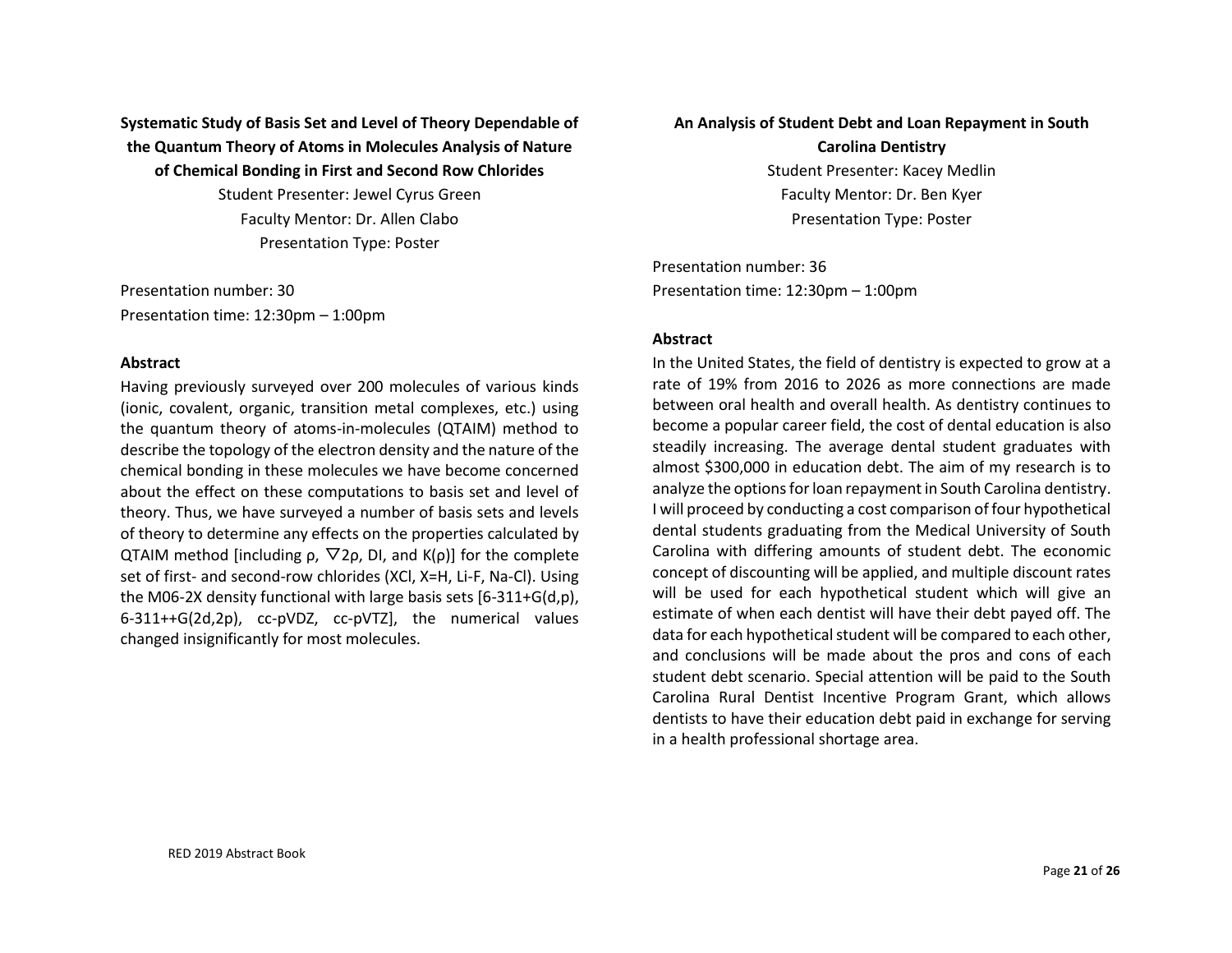## Systematic Study of Basis Set and Level of Theory Dependable of the Quantum Theory of Atoms in Molecules Analysis of Nature of Chemical Bonding in First and Second Row Chlorides

Student Presenter: Jewel Cyrus Green
Faculty Mentor: Dr. Allen Clabo
Presentation Type: Poster

Presentation number: 30
Presentation time: 12:30pm – 1:00pm

### Abstract

Having previously surveyed over 200 molecules of various kinds (ionic, covalent, organic, transition metal complexes, etc.) using the quantum theory of atoms-in-molecules (QTAIM) method to describe the topology of the electron density and the nature of the chemical bonding in these molecules we have become concerned about the effect on these computations to basis set and level of theory. Thus, we have surveyed a number of basis sets and levels of theory to determine any effects on the properties calculated by QTAIM method [including ρ, $\nabla$2ρ, DI, and K(ρ)] for the complete set of first- and second-row chlorides (XCl, X=H, Li-F, Na-Cl). Using the M06-2X density functional with large basis sets [6-311+G(d,p), 6-311++G(2d,2p), cc-pVDZ, cc-pVTZ], the numerical values changed insignificantly for most molecules.

## An Analysis of Student Debt and Loan Repayment in South Carolina Dentistry

Student Presenter: Kacey Medlin
Faculty Mentor: Dr. Ben Kyer
Presentation Type: Poster

Presentation number: 36
Presentation time: 12:30pm – 1:00pm

### Abstract

In the United States, the field of dentistry is expected to grow at a rate of 19% from 2016 to 2026 as more connections are made between oral health and overall health. As dentistry continues to become a popular career field, the cost of dental education is also steadily increasing. The average dental student graduates with almost $300,000 in education debt. The aim of my research is to analyze the options for loan repayment in South Carolina dentistry. I will proceed by conducting a cost comparison of four hypothetical dental students graduating from the Medical University of South Carolina with differing amounts of student debt. The economic concept of discounting will be applied, and multiple discount rates will be used for each hypothetical student which will give an estimate of when each dentist will have their debt payed off. The data for each hypothetical student will be compared to each other, and conclusions will be made about the pros and cons of each student debt scenario. Special attention will be paid to the South Carolina Rural Dentist Incentive Program Grant, which allows dentists to have their education debt paid in exchange for serving in a health professional shortage area.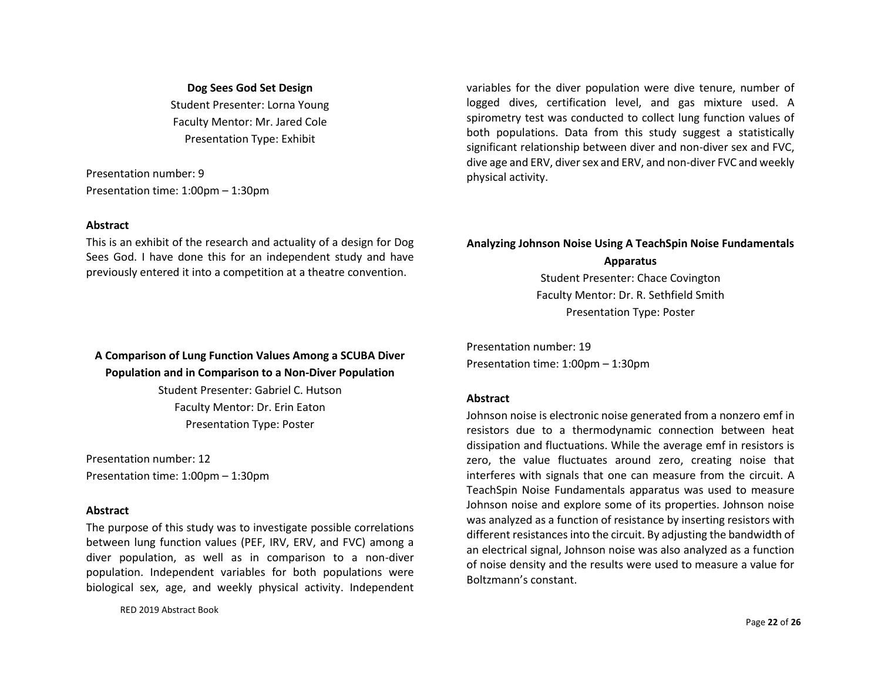**Dog Sees God Set Design**

Student Presenter: Lorna Young
Faculty Mentor: Mr. Jared Cole
Presentation Type: Exhibit

Presentation number: 9
Presentation time: 1:00pm – 1:30pm

**Abstract**

This is an exhibit of the research and actuality of a design for Dog Sees God. I have done this for an independent study and have previously entered it into a competition at a theatre convention.

**A Comparison of Lung Function Values Among a SCUBA Diver Population and in Comparison to a Non-Diver Population**

Student Presenter: Gabriel C. Hutson
Faculty Mentor: Dr. Erin Eaton
Presentation Type: Poster

Presentation number: 12
Presentation time: 1:00pm – 1:30pm

**Abstract**

The purpose of this study was to investigate possible correlations between lung function values (PEF, IRV, ERV, and FVC) among a diver population, as well as in comparison to a non-diver population. Independent variables for both populations were biological sex, age, and weekly physical activity. Independent variables for the diver population were dive tenure, number of logged dives, certification level, and gas mixture used. A spirometry test was conducted to collect lung function values of both populations. Data from this study suggest a statistically significant relationship between diver and non-diver sex and FVC, dive age and ERV, diver sex and ERV, and non-diver FVC and weekly physical activity.

**Analyzing Johnson Noise Using A TeachSpin Noise Fundamentals Apparatus**

Student Presenter: Chace Covington
Faculty Mentor: Dr. R. Sethfield Smith
Presentation Type: Poster

Presentation number: 19
Presentation time: 1:00pm – 1:30pm

**Abstract**

Johnson noise is electronic noise generated from a nonzero emf in resistors due to a thermodynamic connection between heat dissipation and fluctuations. While the average emf in resistors is zero, the value fluctuates around zero, creating noise that interferes with signals that one can measure from the circuit. A TeachSpin Noise Fundamentals apparatus was used to measure Johnson noise and explore some of its properties. Johnson noise was analyzed as a function of resistance by inserting resistors with different resistances into the circuit. By adjusting the bandwidth of an electrical signal, Johnson noise was also analyzed as a function of noise density and the results were used to measure a value for Boltzmann's constant.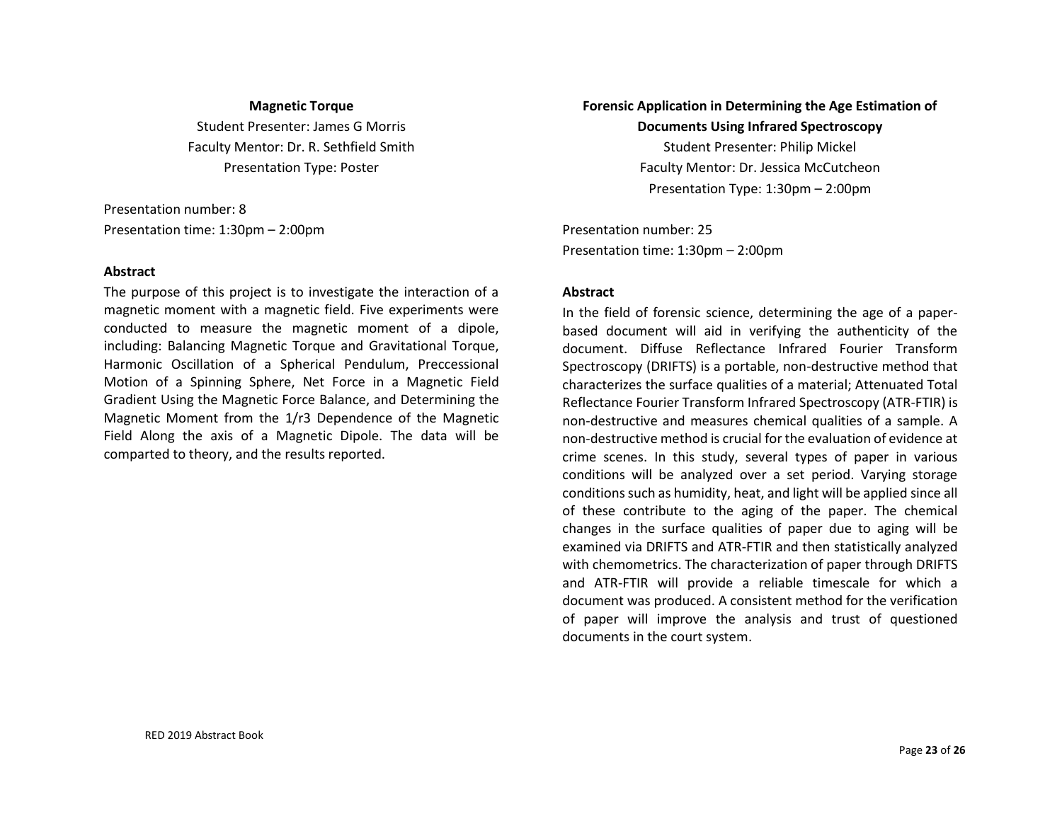**Magnetic Torque**

Student Presenter: James G Morris
Faculty Mentor: Dr. R. Sethfield Smith
Presentation Type: Poster

Presentation number: 8
Presentation time: 1:30pm – 2:00pm

**Abstract**

The purpose of this project is to investigate the interaction of a magnetic moment with a magnetic field. Five experiments were conducted to measure the magnetic moment of a dipole, including: Balancing Magnetic Torque and Gravitational Torque, Harmonic Oscillation of a Spherical Pendulum, Preccessional Motion of a Spinning Sphere, Net Force in a Magnetic Field Gradient Using the Magnetic Force Balance, and Determining the Magnetic Moment from the $1/r^3$ Dependence of the Magnetic Field Along the axis of a Magnetic Dipole. The data will be comparted to theory, and the results reported.

**Forensic Application in Determining the Age Estimation of Documents Using Infrared Spectroscopy**

Student Presenter: Philip Mickel
Faculty Mentor: Dr. Jessica McCutcheon
Presentation Type: 1:30pm – 2:00pm

Presentation number: 25
Presentation time: 1:30pm – 2:00pm

**Abstract**

In the field of forensic science, determining the age of a paper-based document will aid in verifying the authenticity of the document. Diffuse Reflectance Infrared Fourier Transform Spectroscopy (DRIFTS) is a portable, non-destructive method that characterizes the surface qualities of a material; Attenuated Total Reflectance Fourier Transform Infrared Spectroscopy (ATR-FTIR) is non-destructive and measures chemical qualities of a sample. A non-destructive method is crucial for the evaluation of evidence at crime scenes. In this study, several types of paper in various conditions will be analyzed over a set period. Varying storage conditions such as humidity, heat, and light will be applied since all of these contribute to the aging of the paper. The chemical changes in the surface qualities of paper due to aging will be examined via DRIFTS and ATR-FTIR and then statistically analyzed with chemometrics. The characterization of paper through DRIFTS and ATR-FTIR will provide a reliable timescale for which a document was produced. A consistent method for the verification of paper will improve the analysis and trust of questioned documents in the court system.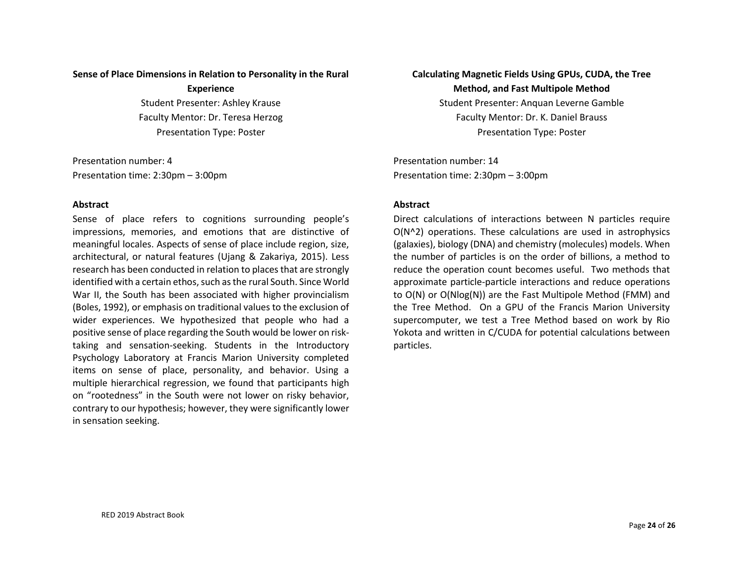**Sense of Place Dimensions in Relation to Personality in the Rural Experience**

Student Presenter: Ashley Krause
Faculty Mentor: Dr. Teresa Herzog
Presentation Type: Poster

Presentation number: 4
Presentation time: 2:30pm – 3:00pm

**Abstract**

Sense of place refers to cognitions surrounding people's impressions, memories, and emotions that are distinctive of meaningful locales. Aspects of sense of place include region, size, architectural, or natural features (Ujang & Zakariya, 2015). Less research has been conducted in relation to places that are strongly identified with a certain ethos, such as the rural South. Since World War II, the South has been associated with higher provincialism (Boles, 1992), or emphasis on traditional values to the exclusion of wider experiences. We hypothesized that people who had a positive sense of place regarding the South would be lower on risk-taking and sensation-seeking. Students in the Introductory Psychology Laboratory at Francis Marion University completed items on sense of place, personality, and behavior. Using a multiple hierarchical regression, we found that participants high on "rootedness" in the South were not lower on risky behavior, contrary to our hypothesis; however, they were significantly lower in sensation seeking.

**Calculating Magnetic Fields Using GPUs, CUDA, the Tree Method, and Fast Multipole Method**

Student Presenter: Anquan Leverne Gamble
Faculty Mentor: Dr. K. Daniel Brauss
Presentation Type: Poster

Presentation number: 14
Presentation time: 2:30pm – 3:00pm

**Abstract**

Direct calculations of interactions between N particles require $O(N^2)$ operations. These calculations are used in astrophysics (galaxies), biology (DNA) and chemistry (molecules) models. When the number of particles is on the order of billions, a method to reduce the operation count becomes useful. Two methods that approximate particle-particle interactions and reduce operations to $O(N)$ or $O(N\log(N))$ are the Fast Multipole Method (FMM) and the Tree Method. On a GPU of the Francis Marion University supercomputer, we test a Tree Method based on work by Rio Yokota and written in C/CUDA for potential calculations between particles.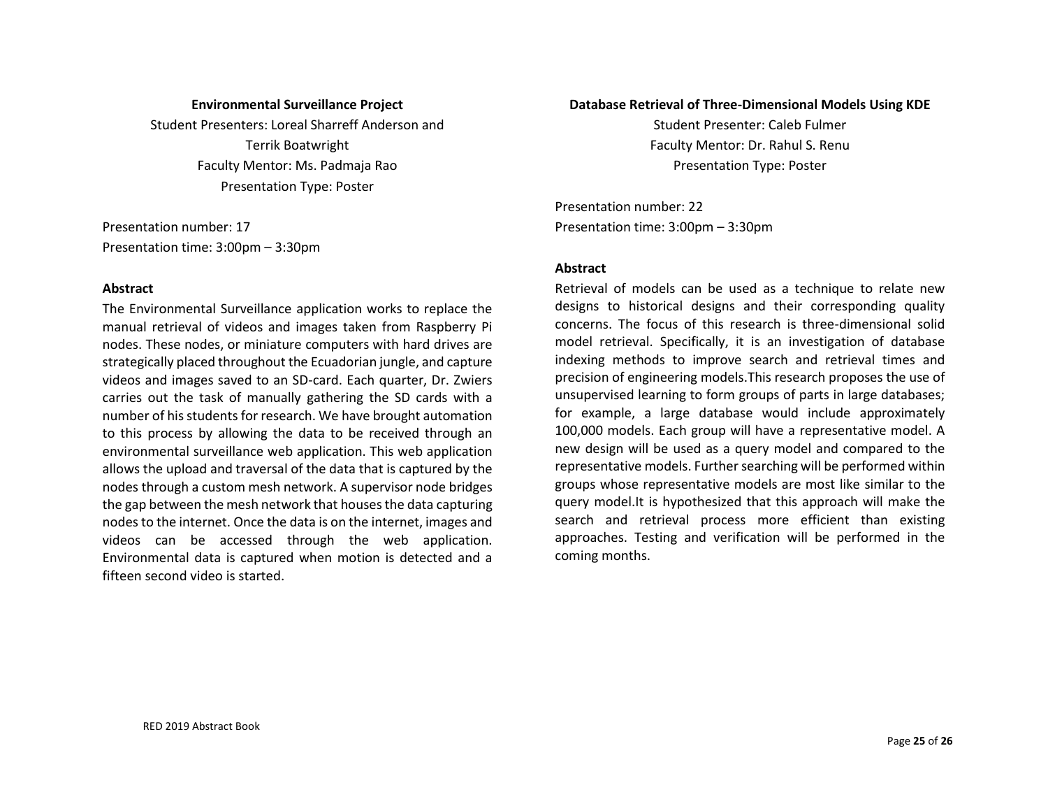**Environmental Surveillance Project**

Student Presenters: Loreal Sharreff Anderson and Terrik Boatwright
Faculty Mentor: Ms. Padmaja Rao
Presentation Type: Poster

Presentation number: 17
Presentation time: 3:00pm – 3:30pm

**Abstract**

The Environmental Surveillance application works to replace the manual retrieval of videos and images taken from Raspberry Pi nodes. These nodes, or miniature computers with hard drives are strategically placed throughout the Ecuadorian jungle, and capture videos and images saved to an SD-card. Each quarter, Dr. Zwiers carries out the task of manually gathering the SD cards with a number of his students for research. We have brought automation to this process by allowing the data to be received through an environmental surveillance web application. This web application allows the upload and traversal of the data that is captured by the nodes through a custom mesh network. A supervisor node bridges the gap between the mesh network that houses the data capturing nodes to the internet. Once the data is on the internet, images and videos can be accessed through the web application. Environmental data is captured when motion is detected and a fifteen second video is started.

**Database Retrieval of Three-Dimensional Models Using KDE**

Student Presenter: Caleb Fulmer
Faculty Mentor: Dr. Rahul S. Renu
Presentation Type: Poster

Presentation number: 22
Presentation time: 3:00pm – 3:30pm

**Abstract**

Retrieval of models can be used as a technique to relate new designs to historical designs and their corresponding quality concerns. The focus of this research is three-dimensional solid model retrieval. Specifically, it is an investigation of database indexing methods to improve search and retrieval times and precision of engineering models.This research proposes the use of unsupervised learning to form groups of parts in large databases; for example, a large database would include approximately 100,000 models. Each group will have a representative model. A new design will be used as a query model and compared to the representative models. Further searching will be performed within groups whose representative models are most like similar to the query model.It is hypothesized that this approach will make the search and retrieval process more efficient than existing approaches. Testing and verification will be performed in the coming months.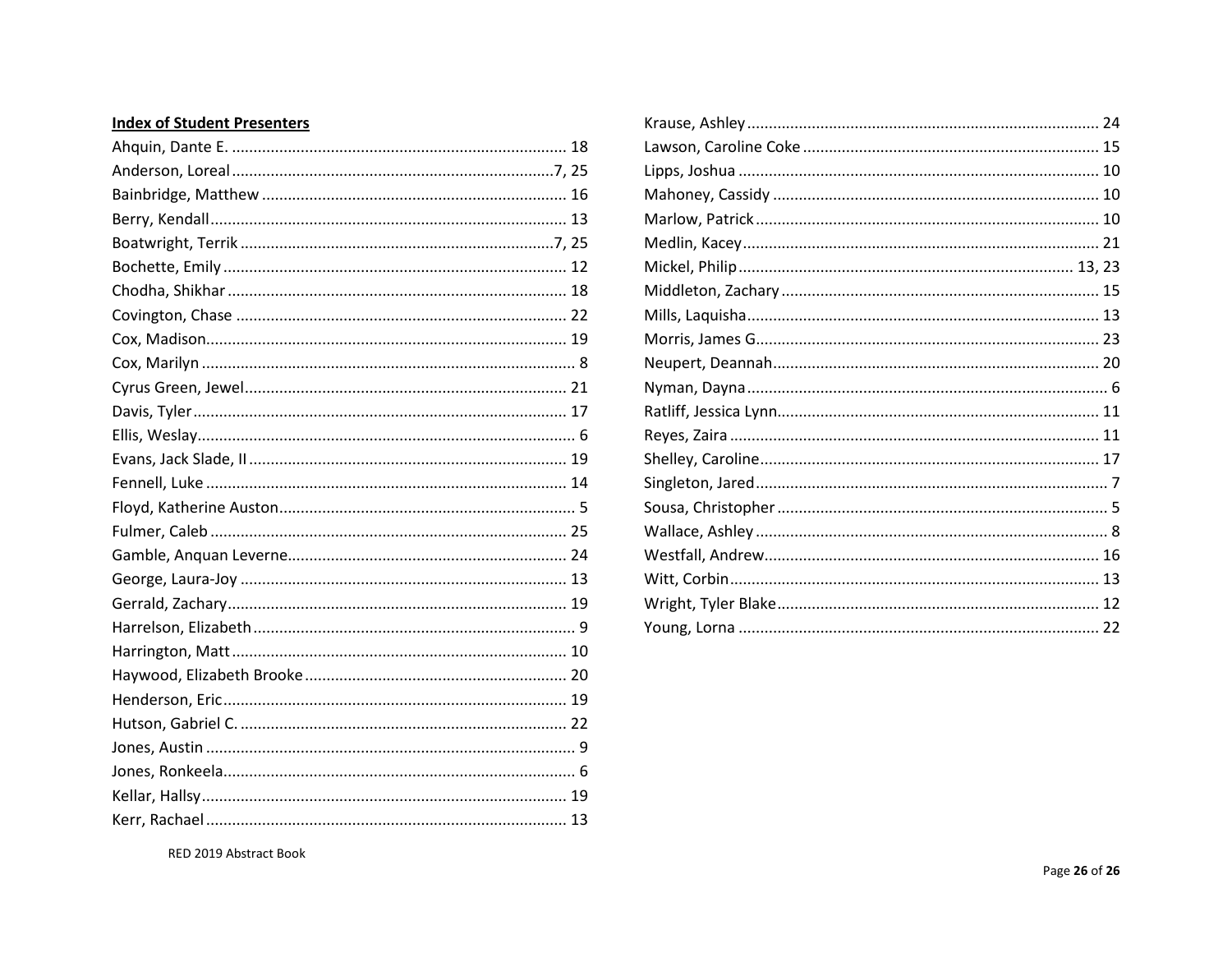**Index of Student Presenters**

Ahquin, Dante E. .............................................................................. 18
Anderson, Loreal ...........................................................................7, 25
Bainbridge, Matthew ....................................................................... 16
Berry, Kendall .................................................................................. 13
Boatwright, Terrik .........................................................................7, 25
Bochette, Emily ............................................................................... 12
Chodha, Shikhar .............................................................................. 18
Covington, Chase ............................................................................ 22
Cox, Madison.................................................................................... 19
Cox, Marilyn ....................................................................................... 8
Cyrus Green, Jewel........................................................................... 21
Davis, Tyler....................................................................................... 17
Ellis, Weslay........................................................................................ 6
Evans, Jack Slade, II ......................................................................... 19
Fennell, Luke ................................................................................... 14
Floyd, Katherine Auston..................................................................... 5
Fulmer, Caleb .................................................................................. 25
Gamble, Anquan Leverne................................................................. 24
George, Laura-Joy ............................................................................ 13
Gerrald, Zachary............................................................................... 19
Harrelson, Elizabeth ........................................................................... 9
Harrington, Matt .............................................................................. 10
Haywood, Elizabeth Brooke ............................................................. 20
Henderson, Eric................................................................................ 19
Hutson, Gabriel C. ............................................................................ 22
Jones, Austin ...................................................................................... 9
Jones, Ronkeela.................................................................................. 6
Kellar, Hallsy..................................................................................... 19
Kerr, Rachael .................................................................................... 13
Krause, Ashley .................................................................................. 24
Lawson, Caroline Coke ..................................................................... 15
Lipps, Joshua ................................................................................... 10
Mahoney, Cassidy ............................................................................ 10
Marlow, Patrick ................................................................................ 10
Medlin, Kacey ................................................................................... 21
Mickel, Philip ............................................................................. 13, 23
Middleton, Zachary .......................................................................... 15
Mills, Laquisha .................................................................................. 13
Morris, James G................................................................................ 23
Neupert, Deannah............................................................................ 20
Nyman, Dayna .................................................................................... 6
Ratliff, Jessica Lynn........................................................................... 11
Reyes, Zaira ..................................................................................... 11
Shelley, Caroline............................................................................... 17
Singleton, Jared .................................................................................. 7
Sousa, Christopher ............................................................................. 5
Wallace, Ashley .................................................................................. 8
Westfall, Andrew.............................................................................. 16
Witt, Corbin...................................................................................... 13
Wright, Tyler Blake ........................................................................... 12
Young, Lorna .................................................................................... 22

RED 2019 Abstract Book